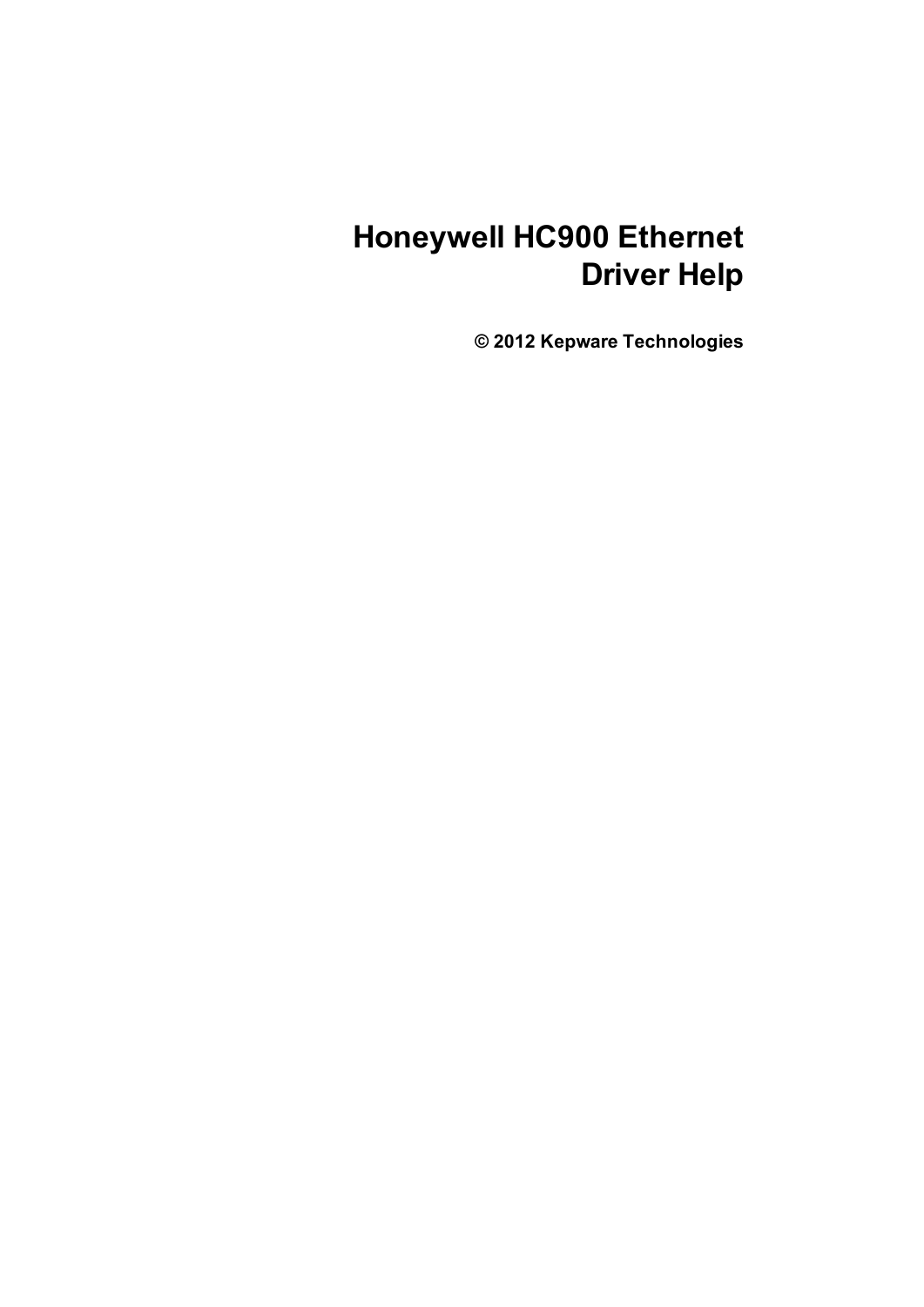# Honeywell HC900 Ethernet Driver Help

**© 2012 Kepware Technologies**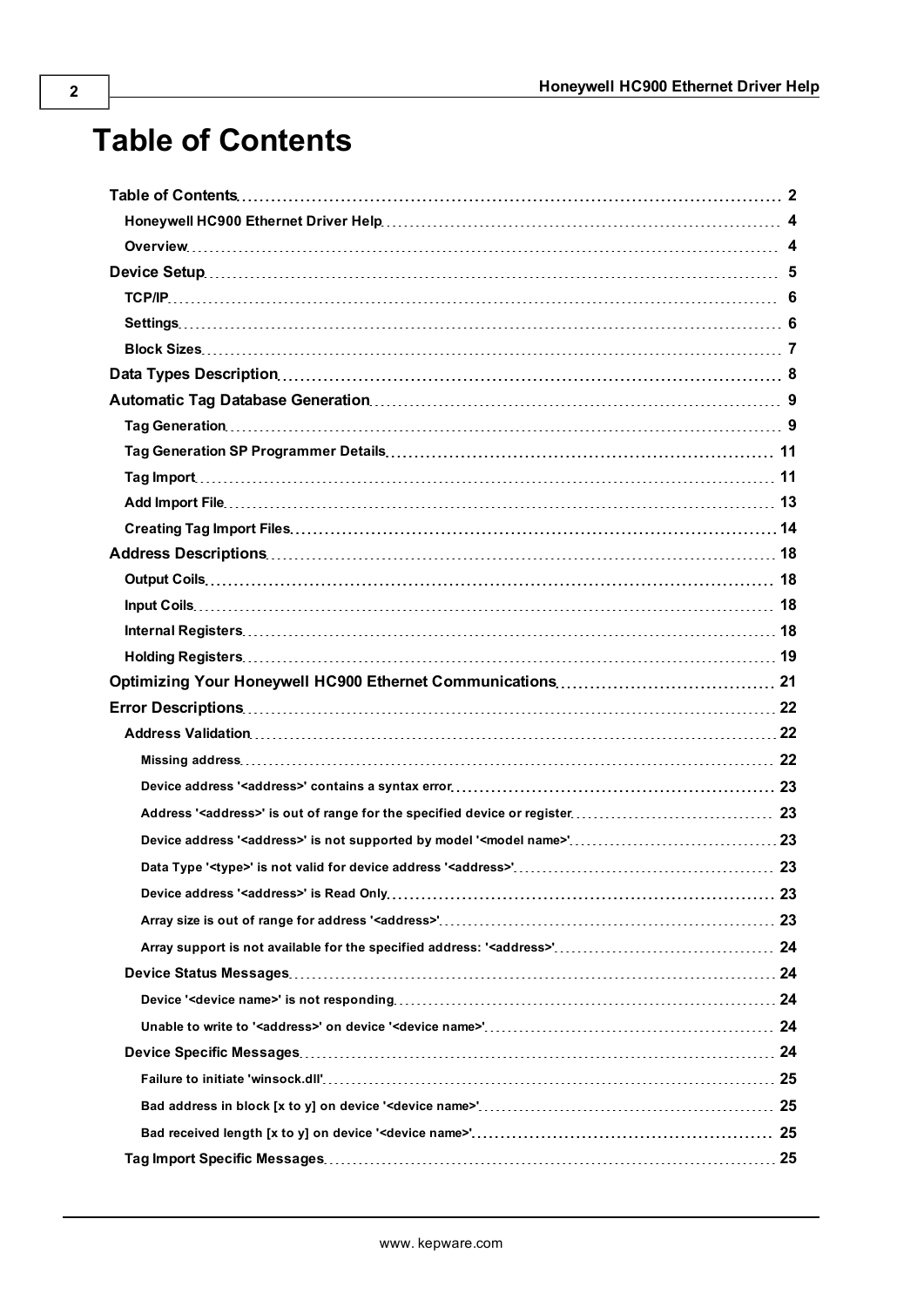# Table of Contents

- **Table of Contents** ........ 2
  - **Honeywell HC900 Ethernet Driver Help** ........ 4
  - **Overview** ........ 4
- **Device Setup** ........ 5
  - **TCP/IP** ........ 6
  - **Settings** ........ 6
  - **Block Sizes** ........ 7
- **Data Types Description** ........ 8
- **Automatic Tag Database Generation** ........ 9
  - **Tag Generation** ........ 9
  - **Tag Generation SP Programmer Details** ........ 11
  - **Tag Import** ........ 11
  - **Add Import File** ........ 13
  - **Creating Tag Import Files** ........ 14
- **Address Descriptions** ........ 18
  - **Output Coils** ........ 18
  - **Input Coils** ........ 18
  - **Internal Registers** ........ 18
  - **Holding Registers** ........ 19
- **Optimizing Your Honeywell HC900 Ethernet Communications** ........ 21
- **Error Descriptions** ........ 22
  - **Address Validation** ........ 22
    - **Missing address** ........ 22
    - **Device address '<address>' contains a syntax error** ........ 23
    - **Address '<address>' is out of range for the specified device or register** ........ 23
    - **Device address '<address>' is not supported by model '<model name>'** ........ 23
    - **Data Type '<type>' is not valid for device address '<address>'** ........ 23
    - **Device address '<address>' is Read Only** ........ 23
    - **Array size is out of range for address '<address>'** ........ 23
    - **Array support is not available for the specified address: '<address>'** ........ 24
  - **Device Status Messages** ........ 24
    - **Device '<device name>' is not responding** ........ 24
    - **Unable to write to '<address>' on device '<device name>'** ........ 24
  - **Device Specific Messages** ........ 24
    - **Failure to initiate 'winsock.dll'** ........ 25
    - **Bad address in block [x to y] on device '<device name>'** ........ 25
    - **Bad received length [x to y] on device '<device name>'** ........ 25
  - **Tag Import Specific Messages** ........ 25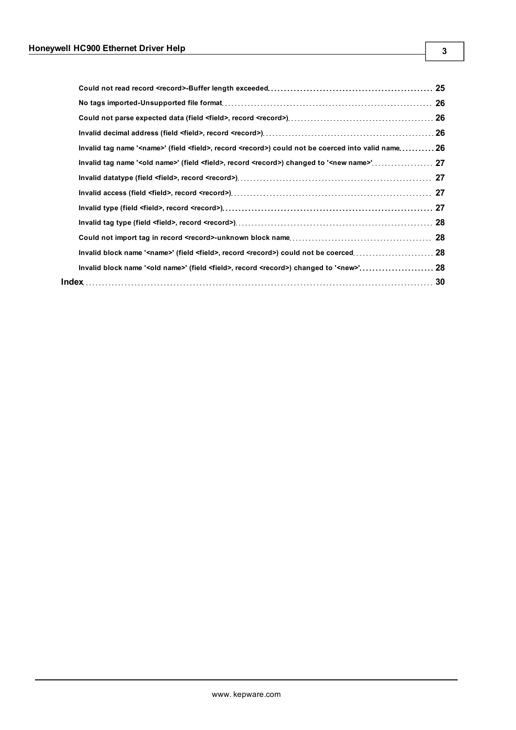Could not read record <record>-Buffer length exceeded 25

No tags imported-Unsupported file format 26

Could not parse expected data (field <field>, record <record>) 26

Invalid decimal address (field <field>, record <record>) 26

Invalid tag name '<name>' (field <field>, record <record>) could not be coerced into valid name 26

Invalid tag name '<old name>' (field <field>, record <record>) changed to '<new name>' 27

Invalid datatype (field <field>, record <record>) 27

Invalid access (field <field>, record <record>) 27

Invalid type (field <field>, record <record>) 27

Invalid tag type (field <field>, record <record>) 28

Could not import tag in record <record>-unknown block name 28

Invalid block name '<name>' (field <field>, record <record>) could not be coerced 28

Invalid block name '<old name>' (field <field>, record <record>) changed to '<new>' 28

**Index** 30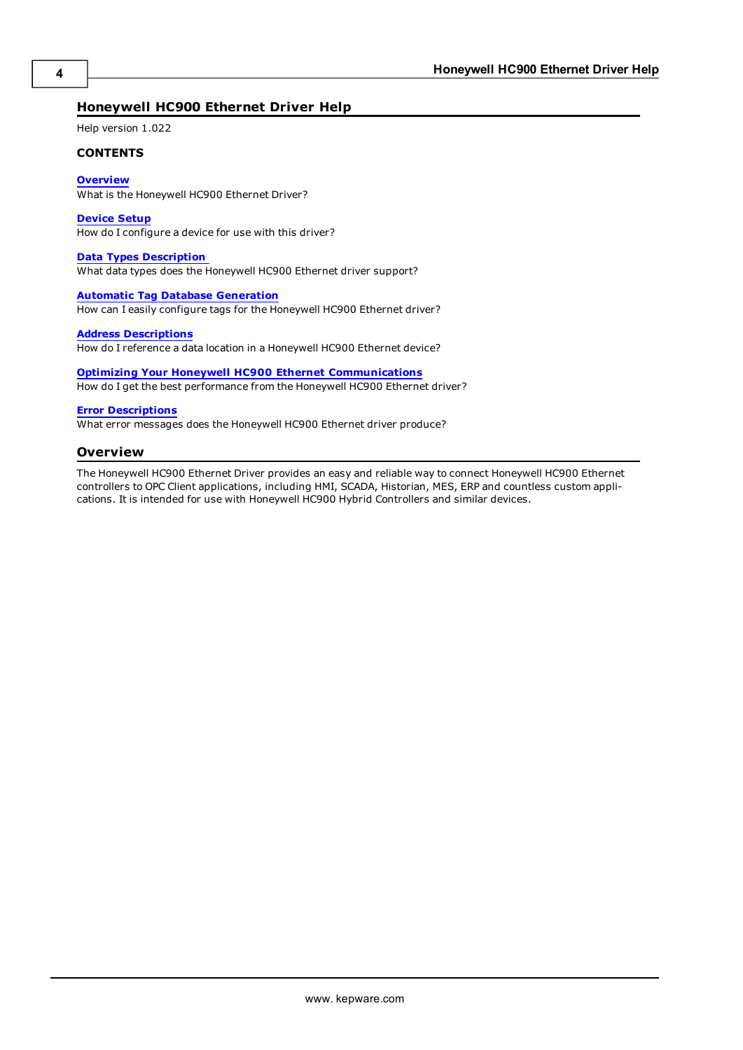# Honeywell HC900 Ethernet Driver Help

Help version 1.022

**CONTENTS**

**Overview**
What is the Honeywell HC900 Ethernet Driver?

**Device Setup**
How do I configure a device for use with this driver?

**Data Types Description**
What data types does the Honeywell HC900 Ethernet driver support?

**Automatic Tag Database Generation**
How can I easily configure tags for the Honeywell HC900 Ethernet driver?

**Address Descriptions**
How do I reference a data location in a Honeywell HC900 Ethernet device?

**Optimizing Your Honeywell HC900 Ethernet Communications**
How do I get the best performance from the Honeywell HC900 Ethernet driver?

**Error Descriptions**
What error messages does the Honeywell HC900 Ethernet driver produce?

## Overview

The Honeywell HC900 Ethernet Driver provides an easy and reliable way to connect Honeywell HC900 Ethernet controllers to OPC Client applications, including HMI, SCADA, Historian, MES, ERP and countless custom applications. It is intended for use with Honeywell HC900 Hybrid Controllers and similar devices.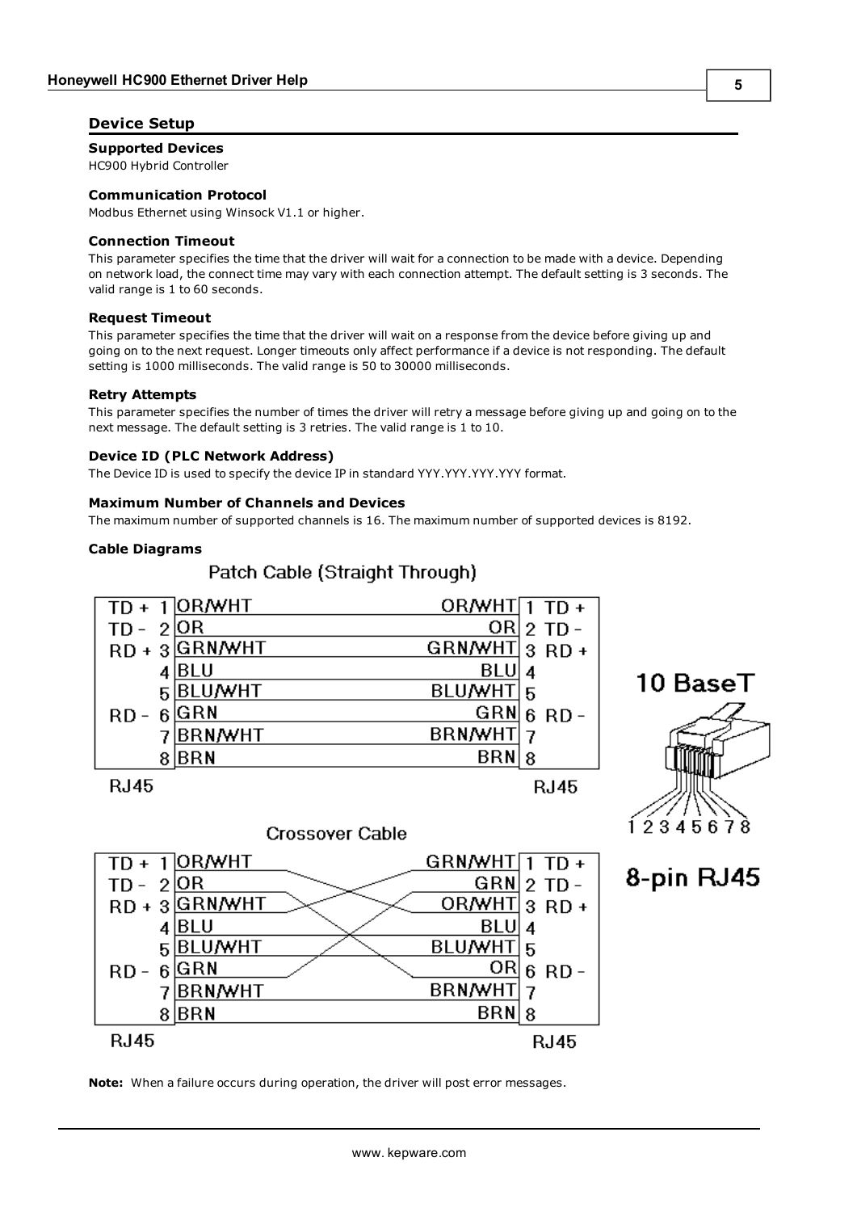## Device Setup

### Supported Devices

HC900 Hybrid Controller

### Communication Protocol

Modbus Ethernet using Winsock V1.1 or higher.

### Connection Timeout

This parameter specifies the time that the driver will wait for a connection to be made with a device. Depending on network load, the connect time may vary with each connection attempt. The default setting is 3 seconds. The valid range is 1 to 60 seconds.

### Request Timeout

This parameter specifies the time that the driver will wait on a response from the device before giving up and going on to the next request. Longer timeouts only affect performance if a device is not responding. The default setting is 1000 milliseconds. The valid range is 50 to 30000 milliseconds.

### Retry Attempts

This parameter specifies the number of times the driver will retry a message before giving up and going on to the next message. The default setting is 3 retries. The valid range is 1 to 10.

### Device ID (PLC Network Address)

The Device ID is used to specify the device IP in standard YYY.YYY.YYY.YYY format.

### Maximum Number of Channels and Devices

The maximum number of supported channels is 16. The maximum number of supported devices is 8192.

### Cable Diagrams

**Patch Cable (Straight Through)**

| Signal | Pin (RJ45) | Color | Color | Pin (RJ45) | Signal |
|---|---|---|---|---|---|
| TD + | 1 | OR/WHT | OR/WHT | 1 | TD + |
| TD - | 2 | OR | OR | 2 | TD - |
| RD + | 3 | GRN/WHT | GRN/WHT | 3 | RD + |
| | 4 | BLU | BLU | 4 | |
| | 5 | BLU/WHT | BLU/WHT | 5 | |
| RD - | 6 | GRN | GRN | 6 | RD - |
| | 7 | BRN/WHT | BRN/WHT | 7 | |
| | 8 | BRN | BRN | 8 | |

**Crossover Cable**

| Signal | Pin (RJ45) | Color | Color | Pin (RJ45) | Signal |
|---|---|---|---|---|---|
| TD + | 1 | OR/WHT | GRN/WHT | 1 | TD + |
| TD - | 2 | OR | GRN | 2 | TD - |
| RD + | 3 | GRN/WHT | OR/WHT | 3 | RD + |
| | 4 | BLU | BLU | 4 | |
| | 5 | BLU/WHT | BLU/WHT | 5 | |
| RD - | 6 | GRN | OR | 6 | RD - |
| | 7 | BRN/WHT | BRN/WHT | 7 | |
| | 8 | BRN | BRN | 8 | |

10 BaseT

1 2 3 4 5 6 7 8

8-pin RJ45

**Note:** When a failure occurs during operation, the driver will post error messages.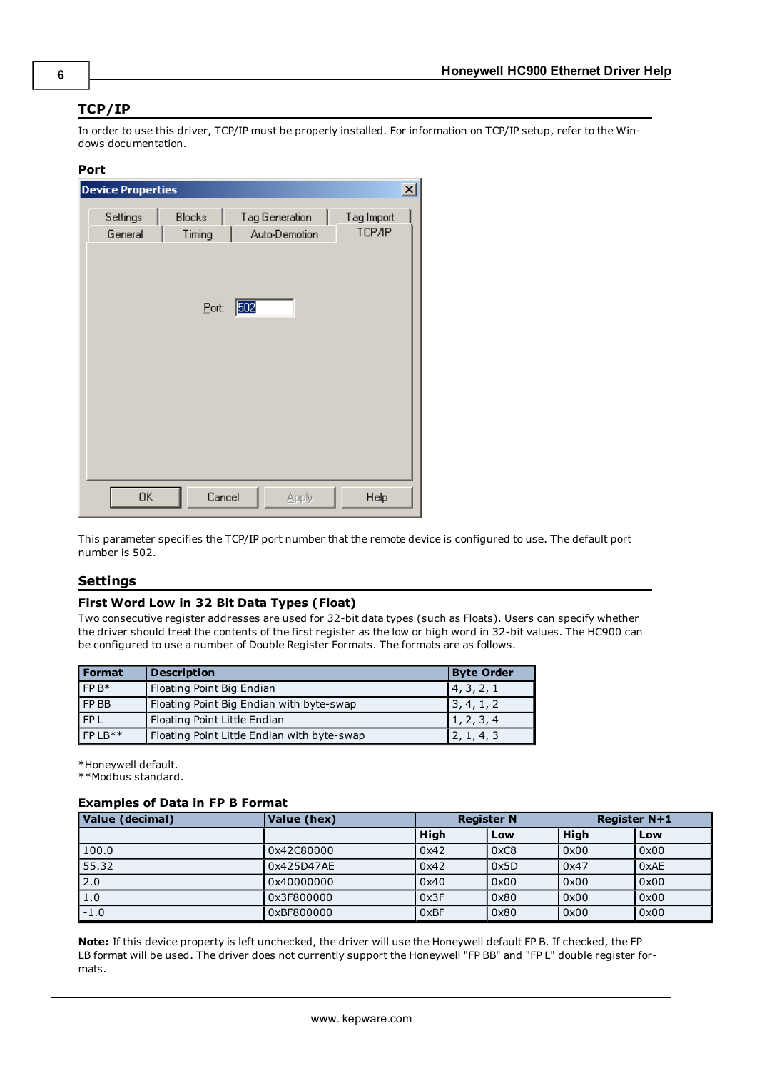## TCP/IP

In order to use this driver, TCP/IP must be properly installed. For information on TCP/IP setup, refer to the Windows documentation.

### Port

This parameter specifies the TCP/IP port number that the remote device is configured to use. The default port number is 502.

## Settings

### First Word Low in 32 Bit Data Types (Float)

Two consecutive register addresses are used for 32-bit data types (such as Floats). Users can specify whether the driver should treat the contents of the first register as the low or high word in 32-bit values. The HC900 can be configured to use a number of Double Register Formats. The formats are as follows.

| Format | Description | Byte Order |
| --- | --- | --- |
| FP B* | Floating Point Big Endian | 4, 3, 2, 1 |
| FP BB | Floating Point Big Endian with byte-swap | 3, 4, 1, 2 |
| FP L | Floating Point Little Endian | 1, 2, 3, 4 |
| FP LB** | Floating Point Little Endian with byte-swap | 2, 1, 4, 3 |

*Honeywell default.
**Modbus standard.

### Examples of Data in FP B Format

| Value (decimal) | Value (hex) | Register N | | Register N+1 | |
| --- | --- | --- | --- | --- | --- |
| | | High | Low | High | Low |
| 100.0 | 0x42C80000 | 0x42 | 0xC8 | 0x00 | 0x00 |
| 55.32 | 0x425D47AE | 0x42 | 0x5D | 0x47 | 0xAE |
| 2.0 | 0x40000000 | 0x40 | 0x00 | 0x00 | 0x00 |
| 1.0 | 0x3F800000 | 0x3F | 0x80 | 0x00 | 0x00 |
| -1.0 | 0xBF800000 | 0xBF | 0x80 | 0x00 | 0x00 |

**Note:** If this device property is left unchecked, the driver will use the Honeywell default FP B. If checked, the FP LB format will be used. The driver does not currently support the Honeywell "FP BB" and "FP L" double register formats.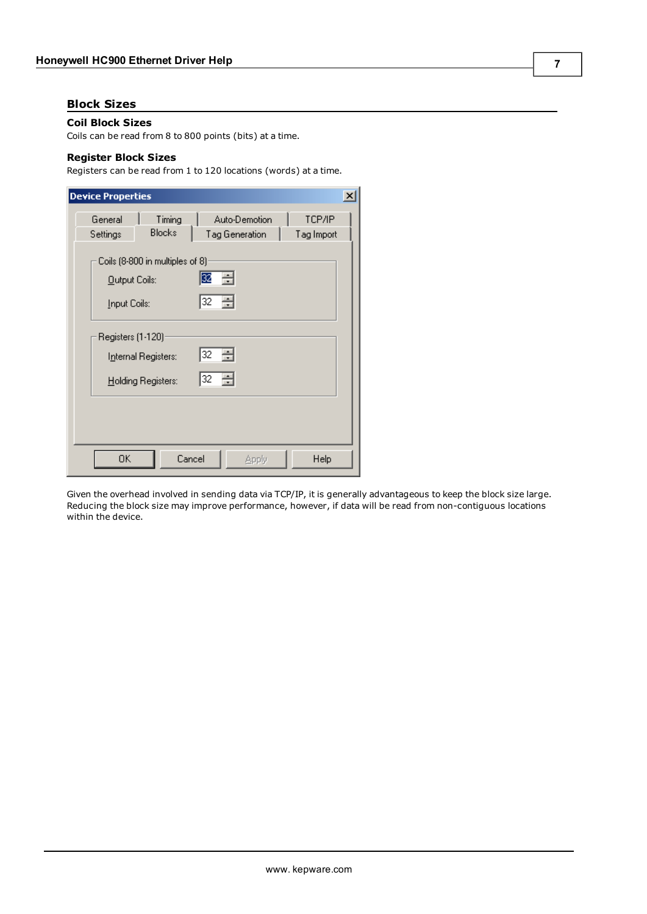## Block Sizes

### Coil Block Sizes

Coils can be read from 8 to 800 points (bits) at a time.

### Register Block Sizes

Registers can be read from 1 to 120 locations (words) at a time.

Given the overhead involved in sending data via TCP/IP, it is generally advantageous to keep the block size large. Reducing the block size may improve performance, however, if data will be read from non-contiguous locations within the device.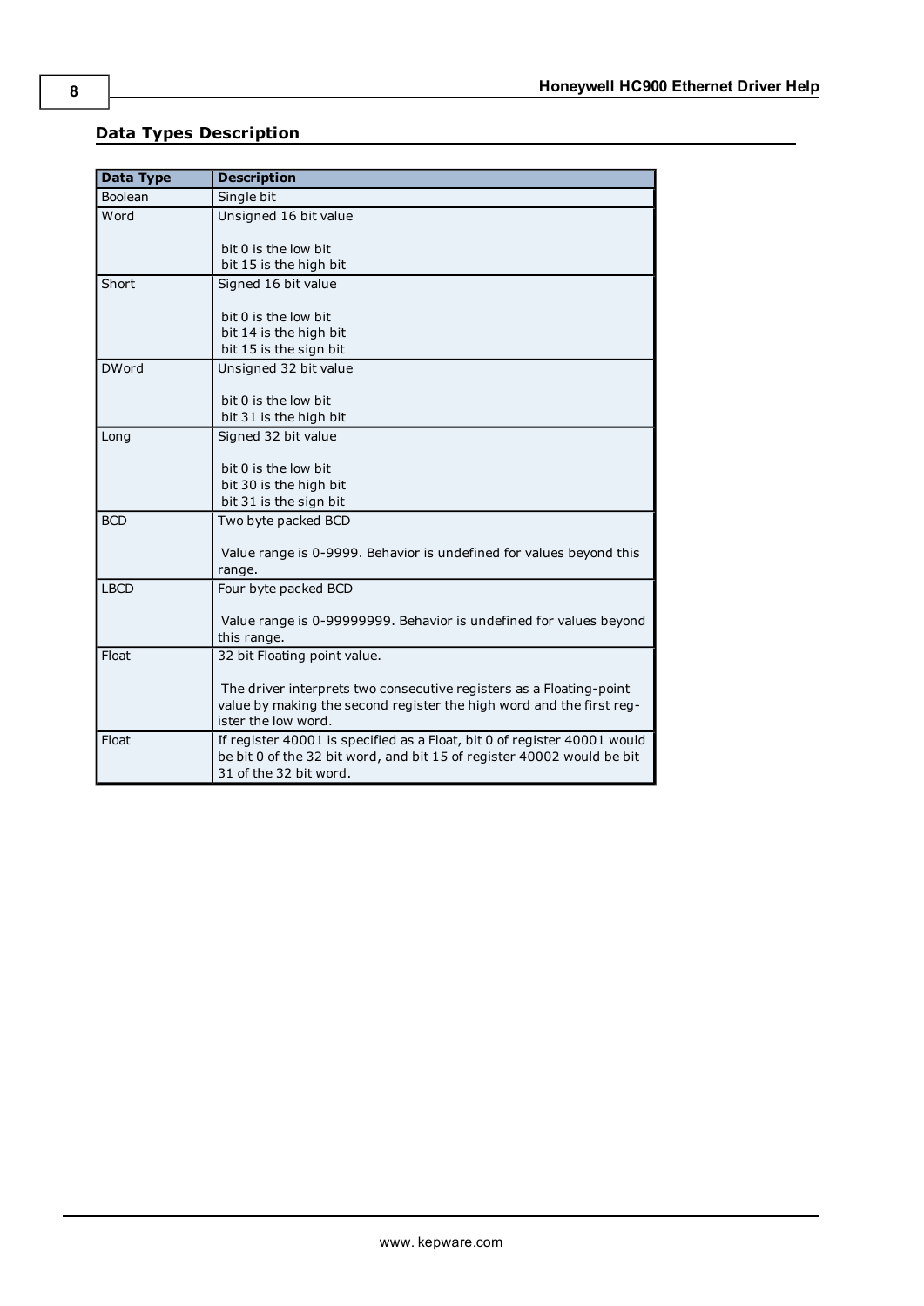## Data Types Description

| Data Type | Description |
|---|---|
| Boolean | Single bit |
| Word | Unsigned 16 bit value<br><br>bit 0 is the low bit<br>bit 15 is the high bit |
| Short | Signed 16 bit value<br><br>bit 0 is the low bit<br>bit 14 is the high bit<br>bit 15 is the sign bit |
| DWord | Unsigned 32 bit value<br><br>bit 0 is the low bit<br>bit 31 is the high bit |
| Long | Signed 32 bit value<br><br>bit 0 is the low bit<br>bit 30 is the high bit<br>bit 31 is the sign bit |
| BCD | Two byte packed BCD<br><br>Value range is 0-9999. Behavior is undefined for values beyond this range. |
| LBCD | Four byte packed BCD<br><br>Value range is 0-99999999. Behavior is undefined for values beyond this range. |
| Float | 32 bit Floating point value.<br><br>The driver interprets two consecutive registers as a Floating-point value by making the second register the high word and the first register the low word. |
| Float | If register 40001 is specified as a Float, bit 0 of register 40001 would be bit 0 of the 32 bit word, and bit 15 of register 40002 would be bit 31 of the 32 bit word. |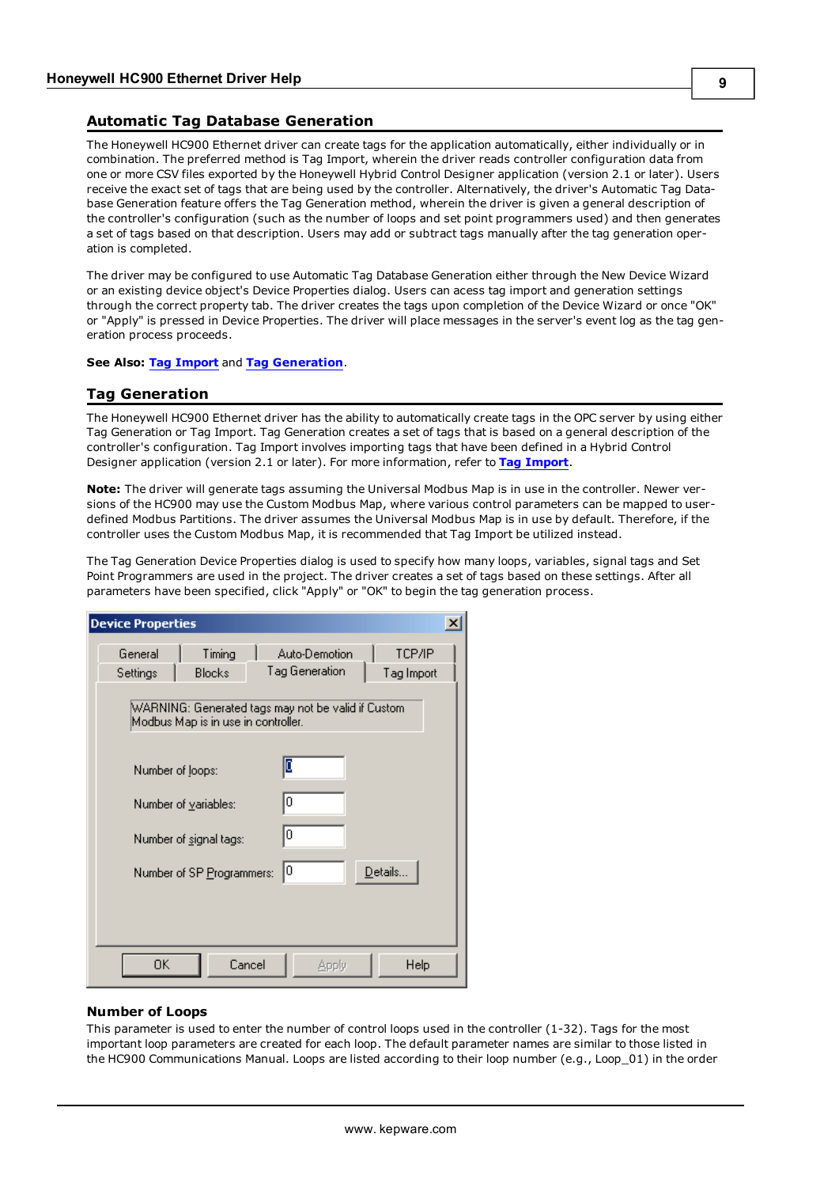## Automatic Tag Database Generation

The Honeywell HC900 Ethernet driver can create tags for the application automatically, either individually or in combination. The preferred method is Tag Import, wherein the driver reads controller configuration data from one or more CSV files exported by the Honeywell Hybrid Control Designer application (version 2.1 or later). Users receive the exact set of tags that are being used by the controller. Alternatively, the driver's Automatic Tag Database Generation feature offers the Tag Generation method, wherein the driver is given a general description of the controller's configuration (such as the number of loops and set point programmers used) and then generates a set of tags based on that description. Users may add or subtract tags manually after the tag generation operation is completed.

The driver may be configured to use Automatic Tag Database Generation either through the New Device Wizard or an existing device object's Device Properties dialog. Users can acess tag import and generation settings through the correct property tab. The driver creates the tags upon completion of the Device Wizard or once "OK" or "Apply" is pressed in Device Properties. The driver will place messages in the server's event log as the tag generation process proceeds.

**See Also:** **Tag Import** and **Tag Generation**.

## Tag Generation

The Honeywell HC900 Ethernet driver has the ability to automatically create tags in the OPC server by using either Tag Generation or Tag Import. Tag Generation creates a set of tags that is based on a general description of the controller's configuration. Tag Import involves importing tags that have been defined in a Hybrid Control Designer application (version 2.1 or later). For more information, refer to **Tag Import**.

**Note:** The driver will generate tags assuming the Universal Modbus Map is in use in the controller. Newer versions of the HC900 may use the Custom Modbus Map, where various control parameters can be mapped to user-defined Modbus Partitions. The driver assumes the Universal Modbus Map is in use by default. Therefore, if the controller uses the Custom Modbus Map, it is recommended that Tag Import be utilized instead.

The Tag Generation Device Properties dialog is used to specify how many loops, variables, signal tags and Set Point Programmers are used in the project. The driver creates a set of tags based on these settings. After all parameters have been specified, click "Apply" or "OK" to begin the tag generation process.

### Number of Loops

This parameter is used to enter the number of control loops used in the controller (1-32). Tags for the most important loop parameters are created for each loop. The default parameter names are similar to those listed in the HC900 Communications Manual. Loops are listed according to their loop number (e.g., Loop_01) in the order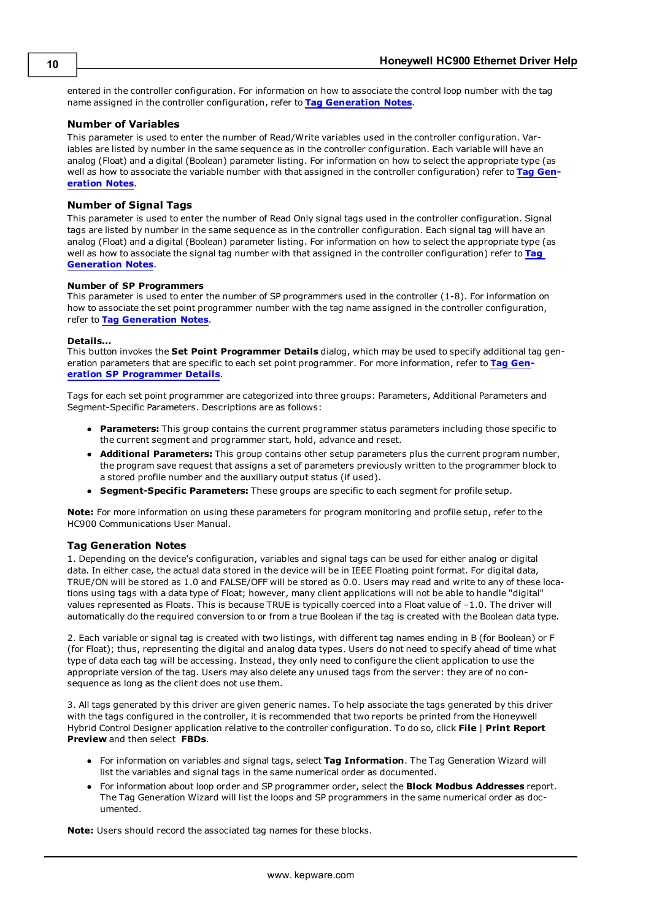entered in the controller configuration. For information on how to associate the control loop number with the tag name assigned in the controller configuration, refer to **Tag Generation Notes**.

### Number of Variables

This parameter is used to enter the number of Read/Write variables used in the controller configuration. Variables are listed by number in the same sequence as in the controller configuration. Each variable will have an analog (Float) and a digital (Boolean) parameter listing. For information on how to select the appropriate type (as well as how to associate the variable number with that assigned in the controller configuration) refer to **Tag Generation Notes**.

### Number of Signal Tags

This parameter is used to enter the number of Read Only signal tags used in the controller configuration. Signal tags are listed by number in the same sequence as in the controller configuration. Each signal tag will have an analog (Float) and a digital (Boolean) parameter listing. For information on how to select the appropriate type (as well as how to associate the signal tag number with that assigned in the controller configuration) refer to **Tag Generation Notes**.

#### Number of SP Programmers

This parameter is used to enter the number of SP programmers used in the controller (1-8). For information on how to associate the set point programmer number with the tag name assigned in the controller configuration, refer to **Tag Generation Notes**.

#### Details...

This button invokes the **Set Point Programmer Details** dialog, which may be used to specify additional tag generation parameters that are specific to each set point programmer. For more information, refer to **Tag Generation SP Programmer Details**.

Tags for each set point programmer are categorized into three groups: Parameters, Additional Parameters and Segment-Specific Parameters. Descriptions are as follows:

- **Parameters:** This group contains the current programmer status parameters including those specific to the current segment and programmer start, hold, advance and reset.
- **Additional Parameters:** This group contains other setup parameters plus the current program number, the program save request that assigns a set of parameters previously written to the programmer block to a stored profile number and the auxiliary output status (if used).
- **Segment-Specific Parameters:** These groups are specific to each segment for profile setup.

**Note:** For more information on using these parameters for program monitoring and profile setup, refer to the HC900 Communications User Manual.

### Tag Generation Notes

1. Depending on the device's configuration, variables and signal tags can be used for either analog or digital data. In either case, the actual data stored in the device will be in IEEE Floating point format. For digital data, TRUE/ON will be stored as 1.0 and FALSE/OFF will be stored as 0.0. Users may read and write to any of these locations using tags with a data type of Float; however, many client applications will not be able to handle "digital" values represented as Floats. This is because TRUE is typically coerced into a Float value of −1.0. The driver will automatically do the required conversion to or from a true Boolean if the tag is created with the Boolean data type.

2. Each variable or signal tag is created with two listings, with different tag names ending in B (for Boolean) or F (for Float); thus, representing the digital and analog data types. Users do not need to specify ahead of time what type of data each tag will be accessing. Instead, they only need to configure the client application to use the appropriate version of the tag. Users may also delete any unused tags from the server: they are of no consequence as long as the client does not use them.

3. All tags generated by this driver are given generic names. To help associate the tags generated by this driver with the tags configured in the controller, it is recommended that two reports be printed from the Honeywell Hybrid Control Designer application relative to the controller configuration. To do so, click **File** | **Print Report Preview** and then select **FBDs**.

- For information on variables and signal tags, select **Tag Information**. The Tag Generation Wizard will list the variables and signal tags in the same numerical order as documented.
- For information about loop order and SP programmer order, select the **Block Modbus Addresses** report. The Tag Generation Wizard will list the loops and SP programmers in the same numerical order as documented.

**Note:** Users should record the associated tag names for these blocks.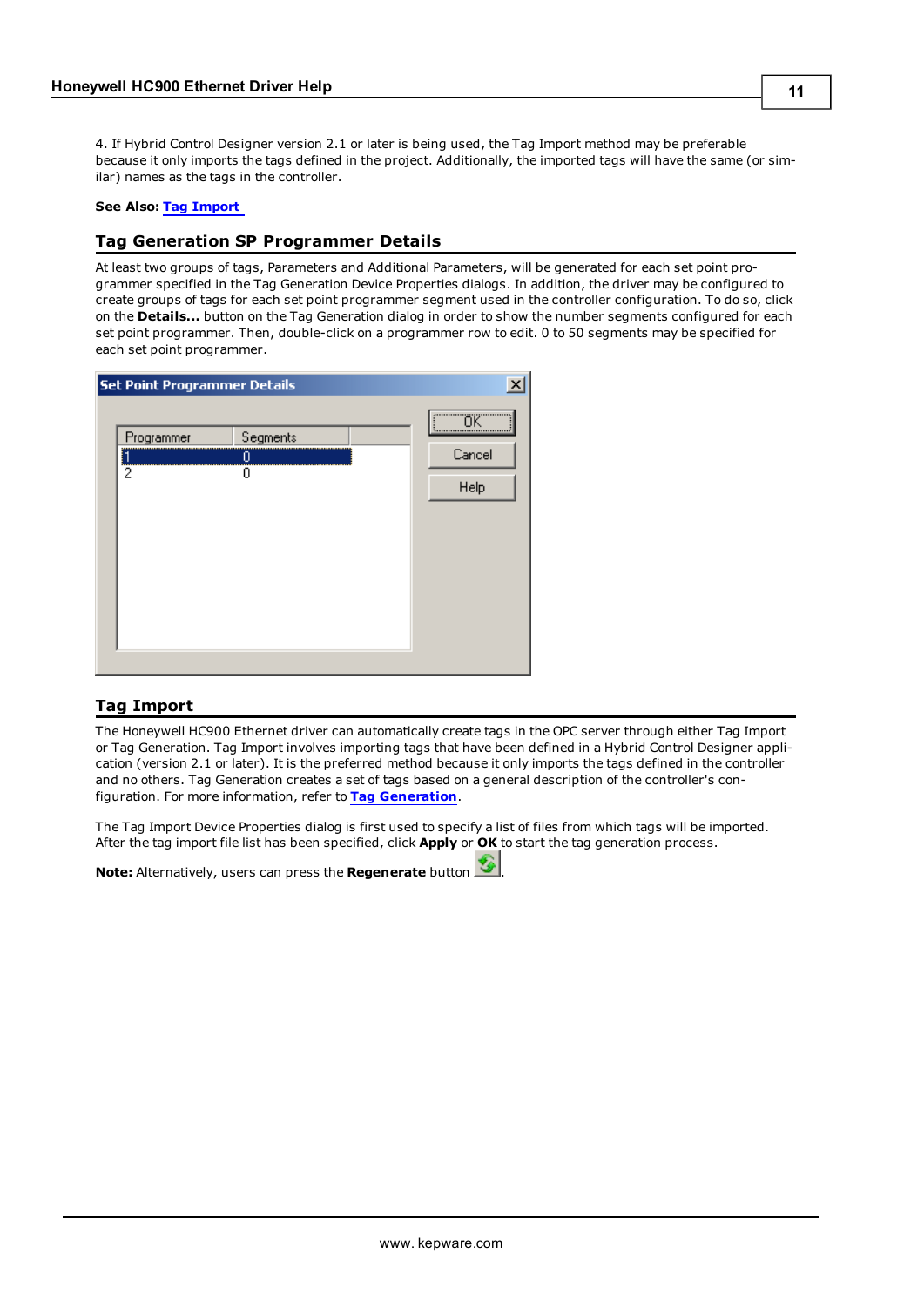4. If Hybrid Control Designer version 2.1 or later is being used, the Tag Import method may be preferable because it only imports the tags defined in the project. Additionally, the imported tags will have the same (or similar) names as the tags in the controller.

**See Also:** Tag Import

## Tag Generation SP Programmer Details

At least two groups of tags, Parameters and Additional Parameters, will be generated for each set point programmer specified in the Tag Generation Device Properties dialogs. In addition, the driver may be configured to create groups of tags for each set point programmer segment used in the controller configuration. To do so, click on the **Details...** button on the Tag Generation dialog in order to show the number segments configured for each set point programmer. Then, double-click on a programmer row to edit. 0 to 50 segments may be specified for each set point programmer.

## Tag Import

The Honeywell HC900 Ethernet driver can automatically create tags in the OPC server through either Tag Import or Tag Generation. Tag Import involves importing tags that have been defined in a Hybrid Control Designer application (version 2.1 or later). It is the preferred method because it only imports the tags defined in the controller and no others. Tag Generation creates a set of tags based on a general description of the controller's configuration. For more information, refer to **Tag Generation**.

The Tag Import Device Properties dialog is first used to specify a list of files from which tags will be imported. After the tag import file list has been specified, click **Apply** or **OK** to start the tag generation process.

**Note:** Alternatively, users can press the **Regenerate** button.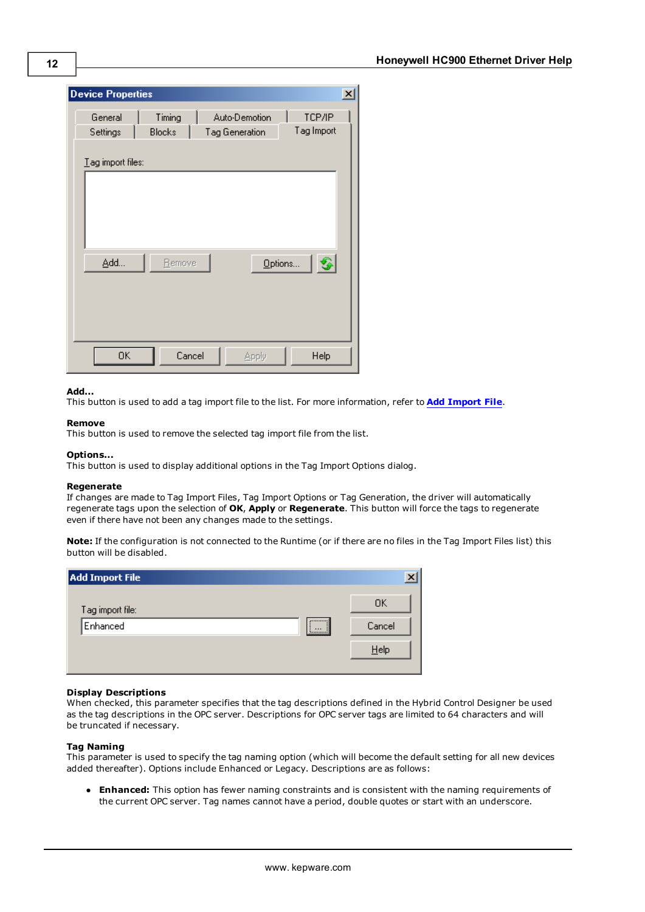**Add...**
This button is used to add a tag import file to the list. For more information, refer to **Add Import File**.

**Remove**
This button is used to remove the selected tag import file from the list.

**Options...**
This button is used to display additional options in the Tag Import Options dialog.

**Regenerate**
If changes are made to Tag Import Files, Tag Import Options or Tag Generation, the driver will automatically regenerate tags upon the selection of **OK**, **Apply** or **Regenerate**. This button will force the tags to regenerate even if there have not been any changes made to the settings.

**Note:** If the configuration is not connected to the Runtime (or if there are no files in the Tag Import Files list) this button will be disabled.

**Display Descriptions**
When checked, this parameter specifies that the tag descriptions defined in the Hybrid Control Designer be used as the tag descriptions in the OPC server. Descriptions for OPC server tags are limited to 64 characters and will be truncated if necessary.

**Tag Naming**
This parameter is used to specify the tag naming option (which will become the default setting for all new devices added thereafter). Options include Enhanced or Legacy. Descriptions are as follows:

- **Enhanced:** This option has fewer naming constraints and is consistent with the naming requirements of the current OPC server. Tag names cannot have a period, double quotes or start with an underscore.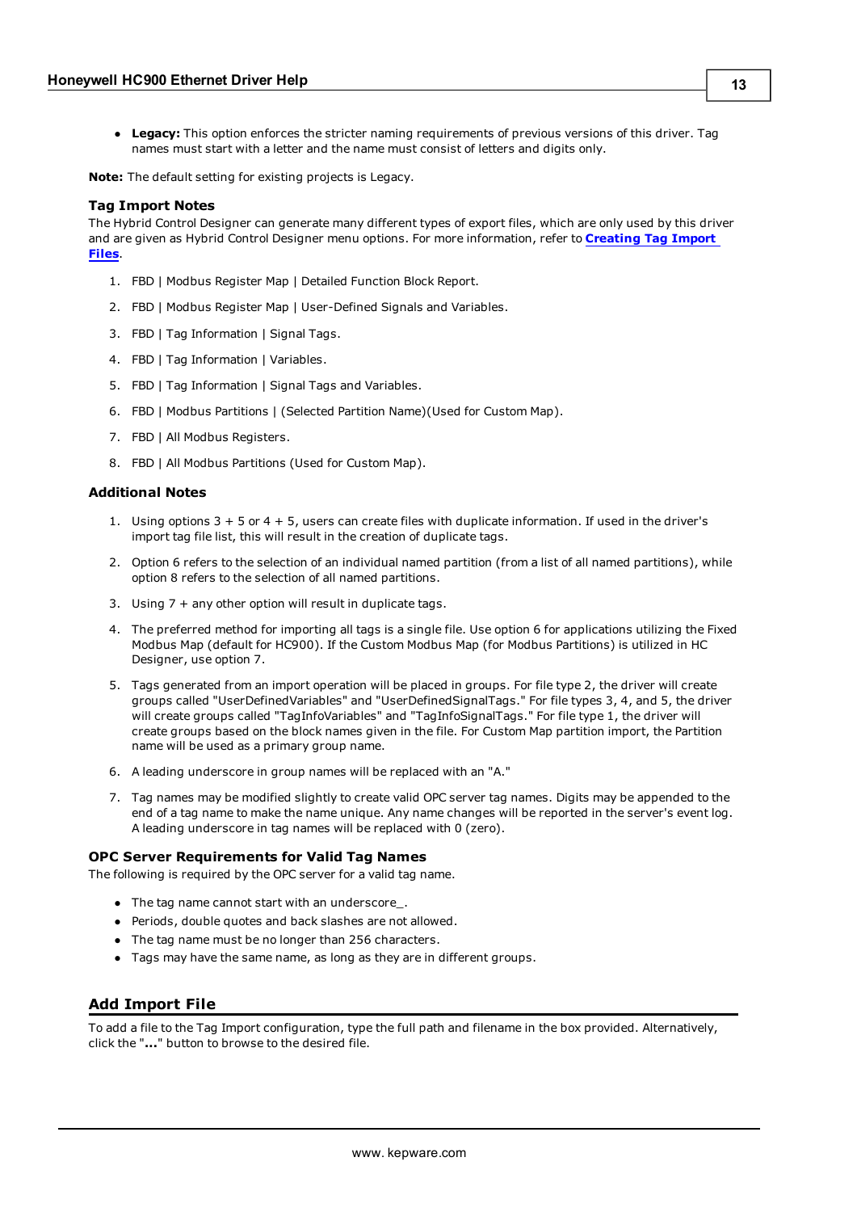- **Legacy:** This option enforces the stricter naming requirements of previous versions of this driver. Tag names must start with a letter and the name must consist of letters and digits only.

**Note:** The default setting for existing projects is Legacy.

### Tag Import Notes

The Hybrid Control Designer can generate many different types of export files, which are only used by this driver and are given as Hybrid Control Designer menu options. For more information, refer to **Creating Tag Import Files**.

1. FBD | Modbus Register Map | Detailed Function Block Report.
2. FBD | Modbus Register Map | User-Defined Signals and Variables.
3. FBD | Tag Information | Signal Tags.
4. FBD | Tag Information | Variables.
5. FBD | Tag Information | Signal Tags and Variables.
6. FBD | Modbus Partitions | (Selected Partition Name)(Used for Custom Map).
7. FBD | All Modbus Registers.
8. FBD | All Modbus Partitions (Used for Custom Map).

### Additional Notes

1. Using options 3 + 5 or 4 + 5, users can create files with duplicate information. If used in the driver's import tag file list, this will result in the creation of duplicate tags.
2. Option 6 refers to the selection of an individual named partition (from a list of all named partitions), while option 8 refers to the selection of all named partitions.
3. Using 7 + any other option will result in duplicate tags.
4. The preferred method for importing all tags is a single file. Use option 6 for applications utilizing the Fixed Modbus Map (default for HC900). If the Custom Modbus Map (for Modbus Partitions) is utilized in HC Designer, use option 7.
5. Tags generated from an import operation will be placed in groups. For file type 2, the driver will create groups called "UserDefinedVariables" and "UserDefinedSignalTags." For file types 3, 4, and 5, the driver will create groups called "TagInfoVariables" and "TagInfoSignalTags." For file type 1, the driver will create groups based on the block names given in the file. For Custom Map partition import, the Partition name will be used as a primary group name.
6. A leading underscore in group names will be replaced with an "A."
7. Tag names may be modified slightly to create valid OPC server tag names. Digits may be appended to the end of a tag name to make the name unique. Any name changes will be reported in the server's event log. A leading underscore in tag names will be replaced with 0 (zero).

### OPC Server Requirements for Valid Tag Names

The following is required by the OPC server for a valid tag name.

- The tag name cannot start with an underscore_.
- Periods, double quotes and back slashes are not allowed.
- The tag name must be no longer than 256 characters.
- Tags may have the same name, as long as they are in different groups.

## Add Import File

To add a file to the Tag Import configuration, type the full path and filename in the box provided. Alternatively, click the "**...**" button to browse to the desired file.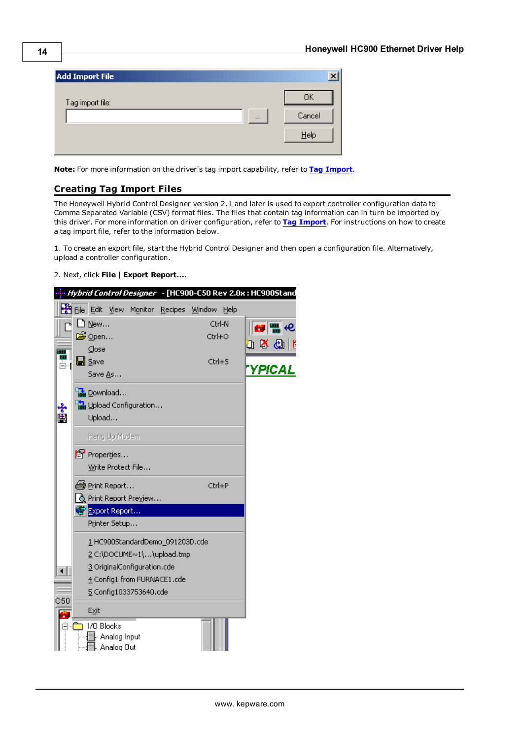**Note:** For more information on the driver's tag import capability, refer to **Tag Import**.

## Creating Tag Import Files

The Honeywell Hybrid Control Designer version 2.1 and later is used to export controller configuration data to Comma Separated Variable (CSV) format files. The files that contain tag information can in turn be imported by this driver. For more information on driver configuration, refer to **Tag Import**. For instructions on how to create a tag import file, refer to the information below.

1. To create an export file, start the Hybrid Control Designer and then open a configuration file. Alternatively, upload a controller configuration.

2. Next, click **File** | **Export Report...**.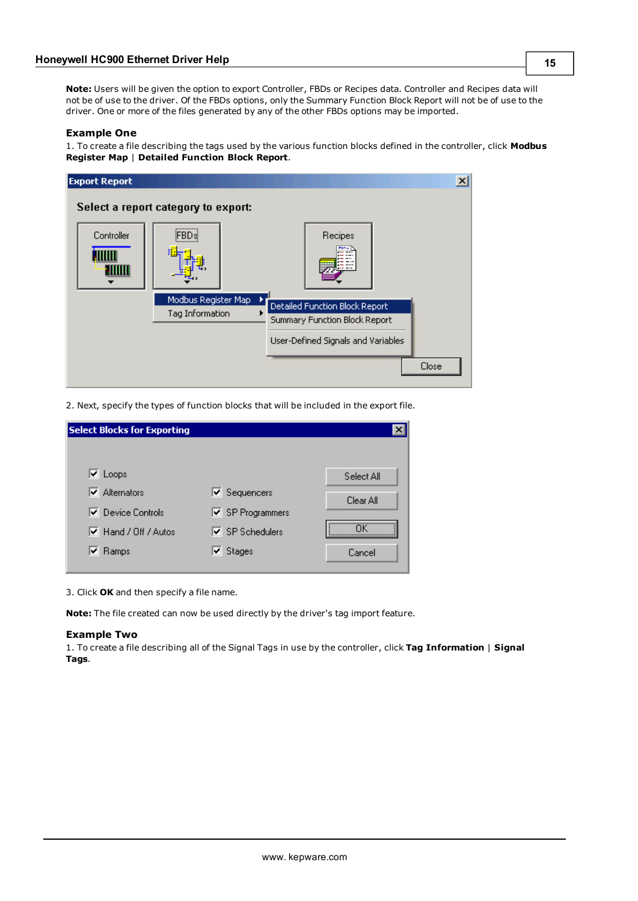**Note:** Users will be given the option to export Controller, FBDs or Recipes data. Controller and Recipes data will not be of use to the driver. Of the FBDs options, only the Summary Function Block Report will not be of use to the driver. One or more of the files generated by any of the other FBDs options may be imported.

### Example One

1. To create a file describing the tags used by the various function blocks defined in the controller, click **Modbus Register Map** | **Detailed Function Block Report**.

2. Next, specify the types of function blocks that will be included in the export file.

3. Click **OK** and then specify a file name.

**Note:** The file created can now be used directly by the driver's tag import feature.

### Example Two

1. To create a file describing all of the Signal Tags in use by the controller, click **Tag Information** | **Signal Tags**.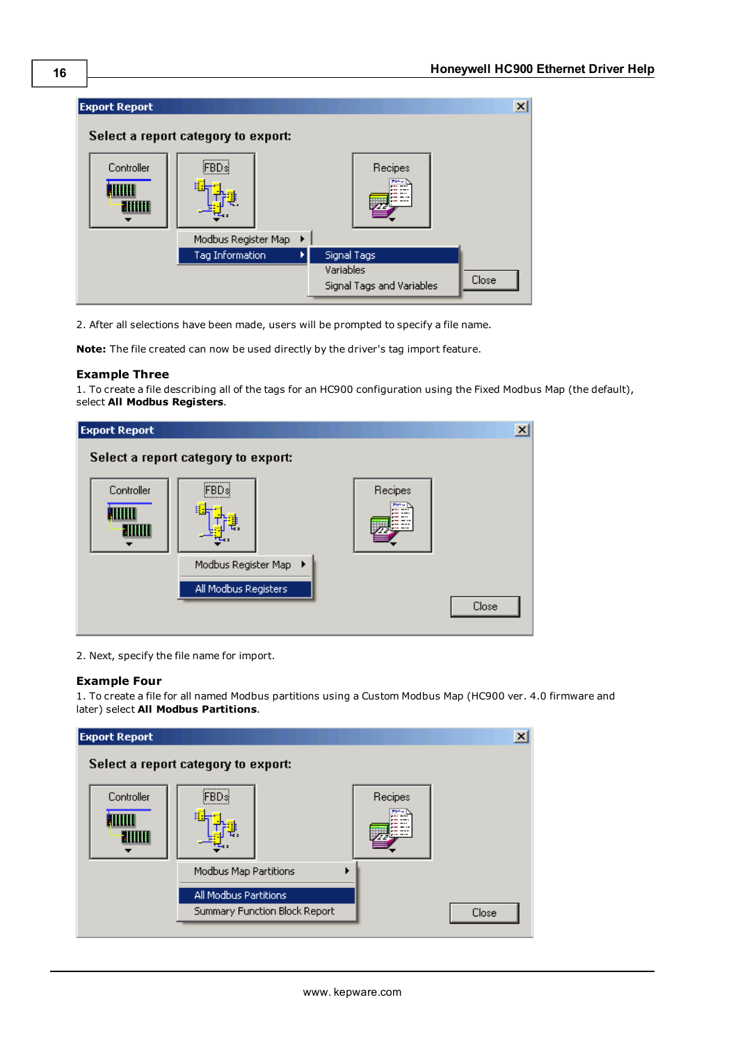2. After all selections have been made, users will be prompted to specify a file name.

**Note:** The file created can now be used directly by the driver's tag import feature.

### Example Three

1. To create a file describing all of the tags for an HC900 configuration using the Fixed Modbus Map (the default), select **All Modbus Registers**.

2. Next, specify the file name for import.

### Example Four

1. To create a file for all named Modbus partitions using a Custom Modbus Map (HC900 ver. 4.0 firmware and later) select **All Modbus Partitions**.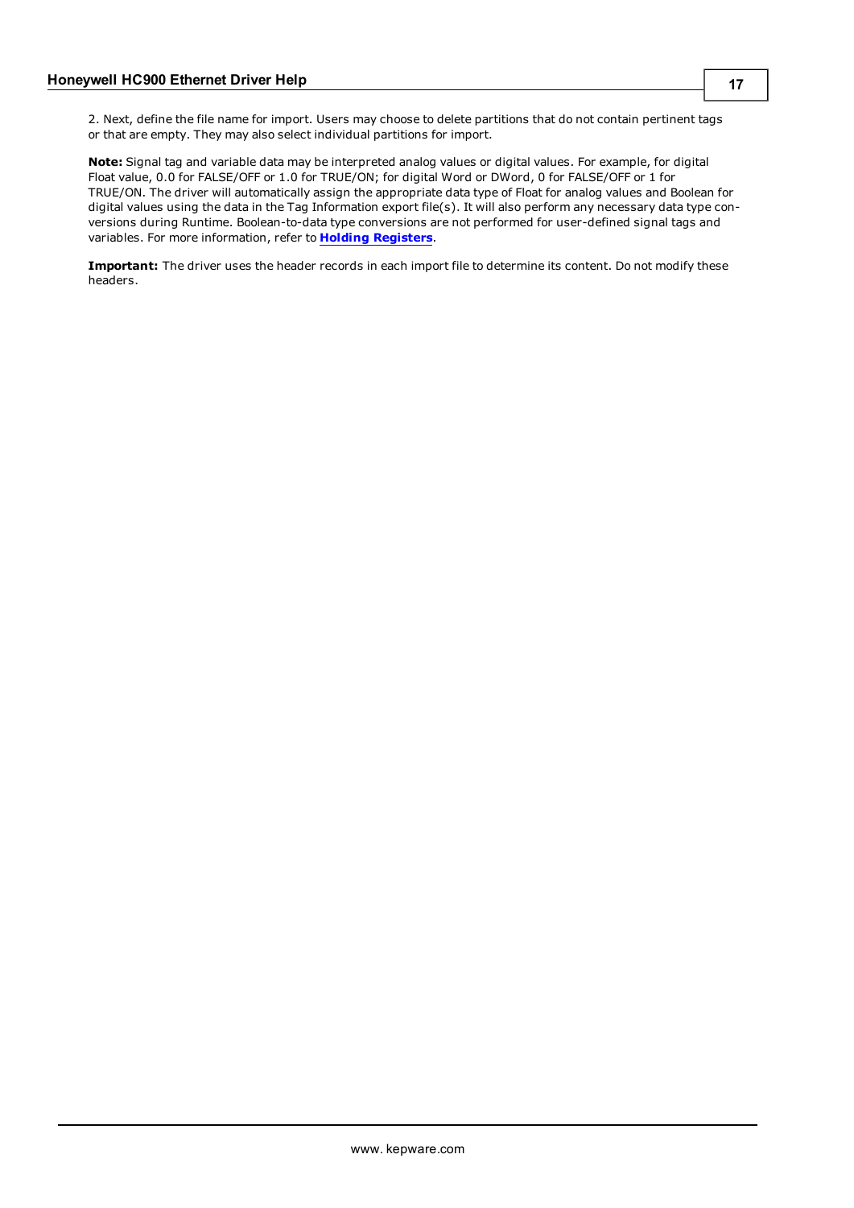2. Next, define the file name for import. Users may choose to delete partitions that do not contain pertinent tags or that are empty. They may also select individual partitions for import.

**Note:** Signal tag and variable data may be interpreted analog values or digital values. For example, for digital Float value, 0.0 for FALSE/OFF or 1.0 for TRUE/ON; for digital Word or DWord, 0 for FALSE/OFF or 1 for TRUE/ON. The driver will automatically assign the appropriate data type of Float for analog values and Boolean for digital values using the data in the Tag Information export file(s). It will also perform any necessary data type conversions during Runtime. Boolean-to-data type conversions are not performed for user-defined signal tags and variables. For more information, refer to **Holding Registers**.

**Important:** The driver uses the header records in each import file to determine its content. Do not modify these headers.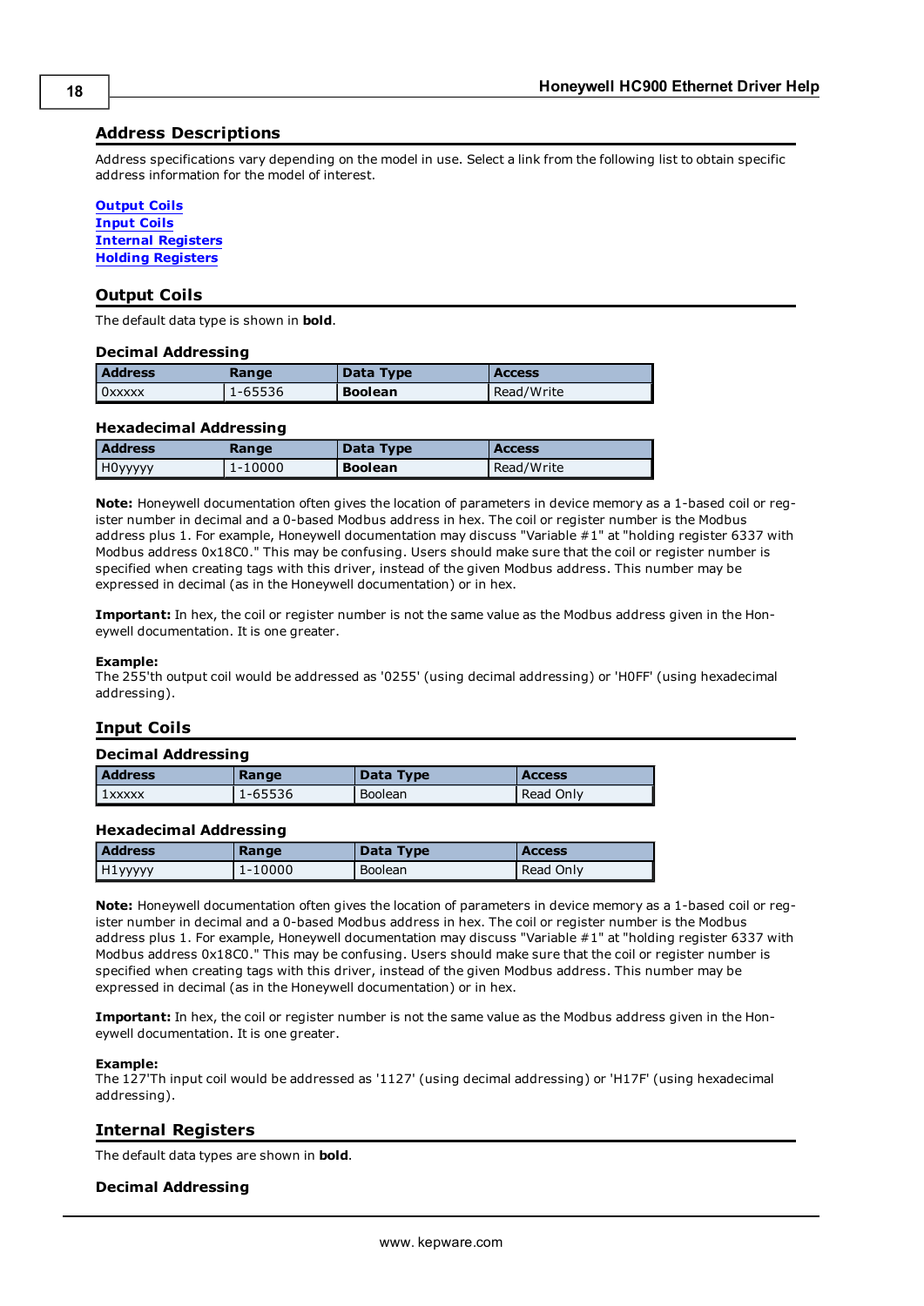## Address Descriptions

Address specifications vary depending on the model in use. Select a link from the following list to obtain specific address information for the model of interest.

**Output Coils**
**Input Coils**
**Internal Registers**
**Holding Registers**

## Output Coils

The default data type is shown in **bold**.

### Decimal Addressing

| Address | Range | Data Type | Access |
|---|---|---|---|
| 0xxxxx | 1-65536 | **Boolean** | Read/Write |

### Hexadecimal Addressing

| Address | Range | Data Type | Access |
|---|---|---|---|
| H0yyyyy | 1-10000 | **Boolean** | Read/Write |

**Note:** Honeywell documentation often gives the location of parameters in device memory as a 1-based coil or register number in decimal and a 0-based Modbus address in hex. The coil or register number is the Modbus address plus 1. For example, Honeywell documentation may discuss "Variable #1" at "holding register 6337 with Modbus address 0x18C0." This may be confusing. Users should make sure that the coil or register number is specified when creating tags with this driver, instead of the given Modbus address. This number may be expressed in decimal (as in the Honeywell documentation) or in hex.

**Important:** In hex, the coil or register number is not the same value as the Modbus address given in the Honeywell documentation. It is one greater.

**Example:**
The 255'th output coil would be addressed as '0255' (using decimal addressing) or 'H0FF' (using hexadecimal addressing).

## Input Coils

### Decimal Addressing

| Address | Range | Data Type | Access |
|---|---|---|---|
| 1xxxxx | 1-65536 | Boolean | Read Only |

### Hexadecimal Addressing

| Address | Range | Data Type | Access |
|---|---|---|---|
| H1yyyyy | 1-10000 | Boolean | Read Only |

**Note:** Honeywell documentation often gives the location of parameters in device memory as a 1-based coil or register number in decimal and a 0-based Modbus address in hex. The coil or register number is the Modbus address plus 1. For example, Honeywell documentation may discuss "Variable #1" at "holding register 6337 with Modbus address 0x18C0." This may be confusing. Users should make sure that the coil or register number is specified when creating tags with this driver, instead of the given Modbus address. This number may be expressed in decimal (as in the Honeywell documentation) or in hex.

**Important:** In hex, the coil or register number is not the same value as the Modbus address given in the Honeywell documentation. It is one greater.

**Example:**
The 127'Th input coil would be addressed as '1127' (using decimal addressing) or 'H17F' (using hexadecimal addressing).

## Internal Registers

The default data types are shown in **bold**.

### Decimal Addressing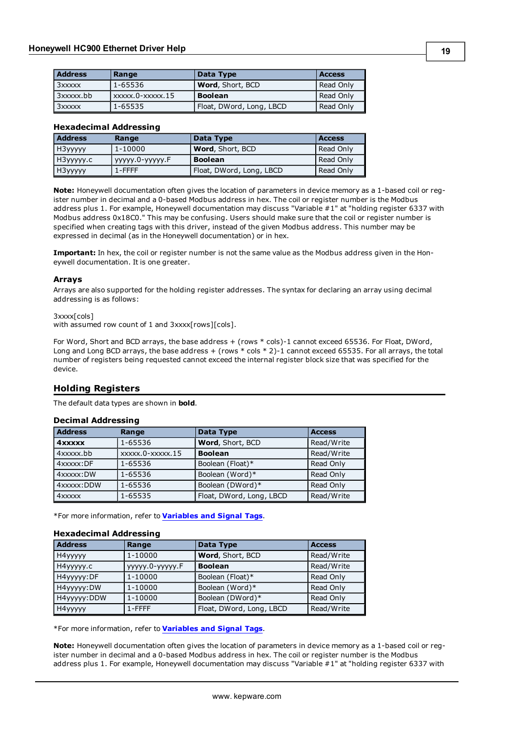| Address | Range | Data Type | Access |
|---|---|---|---|
| 3xxxxx | 1-65536 | **Word**, Short, BCD | Read Only |
| 3xxxxx.bb | xxxxx.0-xxxxx.15 | **Boolean** | Read Only |
| 3xxxxx | 1-65535 | Float, DWord, Long, LBCD | Read Only |

### Hexadecimal Addressing

| Address | Range | Data Type | Access |
|---|---|---|---|
| H3yyyyy | 1-10000 | **Word**, Short, BCD | Read Only |
| H3yyyyy.c | yyyyy.0-yyyyy.F | **Boolean** | Read Only |
| H3yyyyy | 1-FFFF | Float, DWord, Long, LBCD | Read Only |

**Note:** Honeywell documentation often gives the location of parameters in device memory as a 1-based coil or register number in decimal and a 0-based Modbus address in hex. The coil or register number is the Modbus address plus 1. For example, Honeywell documentation may discuss "Variable #1" at "holding register 6337 with Modbus address 0x18C0." This may be confusing. Users should make sure that the coil or register number is specified when creating tags with this driver, instead of the given Modbus address. This number may be expressed in decimal (as in the Honeywell documentation) or in hex.

**Important:** In hex, the coil or register number is not the same value as the Modbus address given in the Honeywell documentation. It is one greater.

### Arrays

Arrays are also supported for the holding register addresses. The syntax for declaring an array using decimal addressing is as follows:

3xxxx[cols]
with assumed row count of 1 and 3xxxx[rows][cols].

For Word, Short and BCD arrays, the base address + (rows * cols)-1 cannot exceed 65536. For Float, DWord, Long and Long BCD arrays, the base address + (rows * cols * 2)-1 cannot exceed 65535. For all arrays, the total number of registers being requested cannot exceed the internal register block size that was specified for the device.

## Holding Registers

The default data types are shown in **bold**.

### Decimal Addressing

| Address | Range | Data Type | Access |
|---|---|---|---|
| **4xxxxx** | 1-65536 | **Word**, Short, BCD | Read/Write |
| 4xxxxx.bb | xxxxx.0-xxxxx.15 | **Boolean** | Read/Write |
| 4xxxxx:DF | 1-65536 | Boolean (Float)* | Read Only |
| 4xxxxx:DW | 1-65536 | Boolean (Word)* | Read Only |
| 4xxxxx:DDW | 1-65536 | Boolean (DWord)* | Read Only |
| 4xxxxx | 1-65535 | Float, DWord, Long, LBCD | Read/Write |

*For more information, refer to **Variables and Signal Tags**.

### Hexadecimal Addressing

| Address | Range | Data Type | Access |
|---|---|---|---|
| H4yyyyy | 1-10000 | **Word**, Short, BCD | Read/Write |
| H4yyyyy.c | yyyyy.0-yyyyy.F | **Boolean** | Read/Write |
| H4yyyyy:DF | 1-10000 | Boolean (Float)* | Read Only |
| H4yyyyy:DW | 1-10000 | Boolean (Word)* | Read Only |
| H4yyyyy:DDW | 1-10000 | Boolean (DWord)* | Read Only |
| H4yyyyy | 1-FFFF | Float, DWord, Long, LBCD | Read/Write |

*For more information, refer to **Variables and Signal Tags**.

**Note:** Honeywell documentation often gives the location of parameters in device memory as a 1-based coil or register number in decimal and a 0-based Modbus address in hex. The coil or register number is the Modbus address plus 1. For example, Honeywell documentation may discuss "Variable #1" at "holding register 6337 with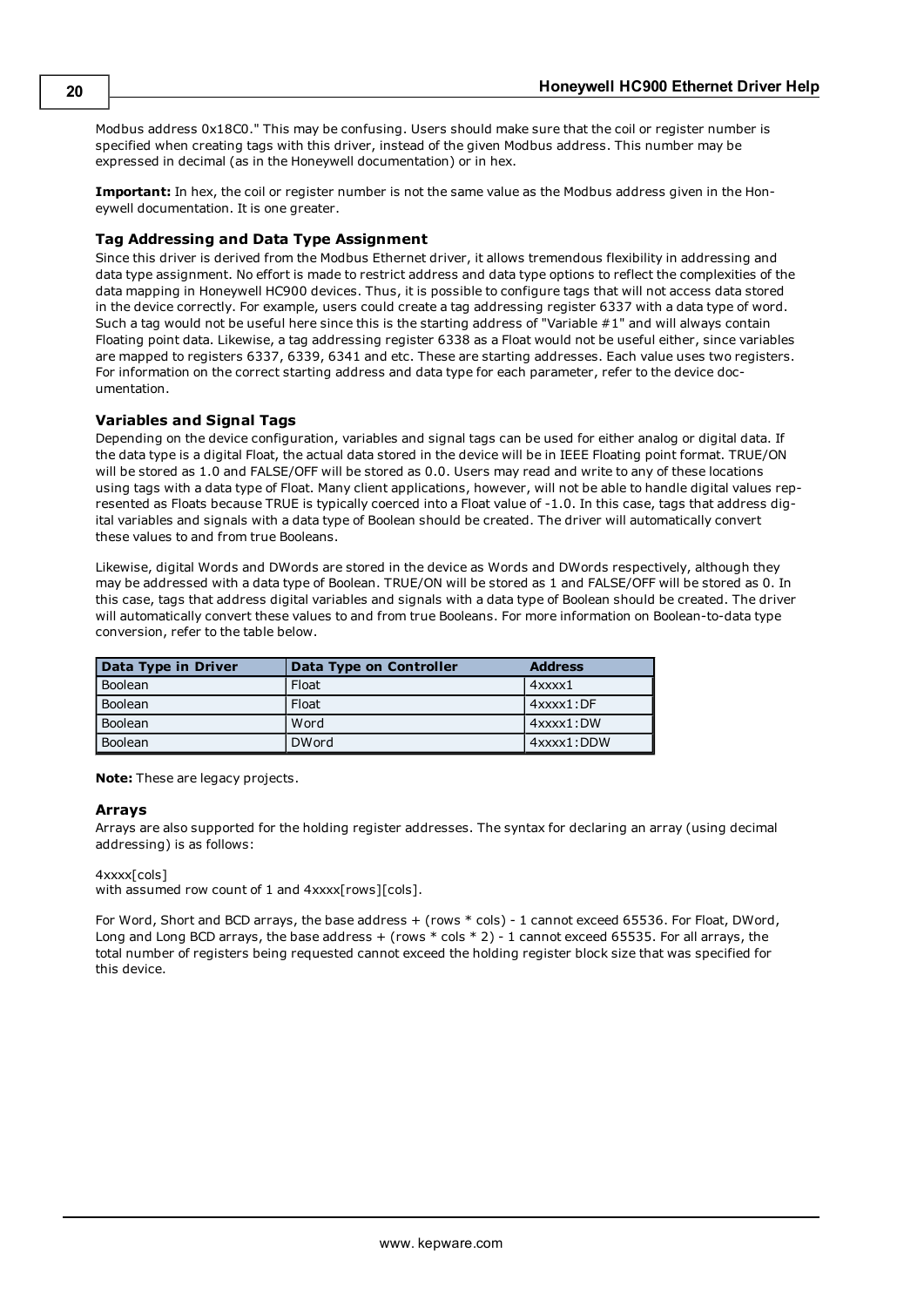Modbus address 0x18C0." This may be confusing. Users should make sure that the coil or register number is specified when creating tags with this driver, instead of the given Modbus address. This number may be expressed in decimal (as in the Honeywell documentation) or in hex.

**Important:** In hex, the coil or register number is not the same value as the Modbus address given in the Honeywell documentation. It is one greater.

### Tag Addressing and Data Type Assignment

Since this driver is derived from the Modbus Ethernet driver, it allows tremendous flexibility in addressing and data type assignment. No effort is made to restrict address and data type options to reflect the complexities of the data mapping in Honeywell HC900 devices. Thus, it is possible to configure tags that will not access data stored in the device correctly. For example, users could create a tag addressing register 6337 with a data type of word. Such a tag would not be useful here since this is the starting address of "Variable #1" and will always contain Floating point data. Likewise, a tag addressing register 6338 as a Float would not be useful either, since variables are mapped to registers 6337, 6339, 6341 and etc. These are starting addresses. Each value uses two registers. For information on the correct starting address and data type for each parameter, refer to the device documentation.

### Variables and Signal Tags

Depending on the device configuration, variables and signal tags can be used for either analog or digital data. If the data type is a digital Float, the actual data stored in the device will be in IEEE Floating point format. TRUE/ON will be stored as 1.0 and FALSE/OFF will be stored as 0.0. Users may read and write to any of these locations using tags with a data type of Float. Many client applications, however, will not be able to handle digital values represented as Floats because TRUE is typically coerced into a Float value of -1.0. In this case, tags that address digital variables and signals with a data type of Boolean should be created. The driver will automatically convert these values to and from true Booleans.

Likewise, digital Words and DWords are stored in the device as Words and DWords respectively, although they may be addressed with a data type of Boolean. TRUE/ON will be stored as 1 and FALSE/OFF will be stored as 0. In this case, tags that address digital variables and signals with a data type of Boolean should be created. The driver will automatically convert these values to and from true Booleans. For more information on Boolean-to-data type conversion, refer to the table below.

| Data Type in Driver | Data Type on Controller | Address |
|---|---|---|
| Boolean | Float | 4xxxx1 |
| Boolean | Float | 4xxxx1:DF |
| Boolean | Word | 4xxxx1:DW |
| Boolean | DWord | 4xxxx1:DDW |

**Note:** These are legacy projects.

### Arrays

Arrays are also supported for the holding register addresses. The syntax for declaring an array (using decimal addressing) is as follows:

4xxxx[cols]
with assumed row count of 1 and 4xxxx[rows][cols].

For Word, Short and BCD arrays, the base address + (rows * cols) - 1 cannot exceed 65536. For Float, DWord, Long and Long BCD arrays, the base address + (rows * cols * 2) - 1 cannot exceed 65535. For all arrays, the total number of registers being requested cannot exceed the holding register block size that was specified for this device.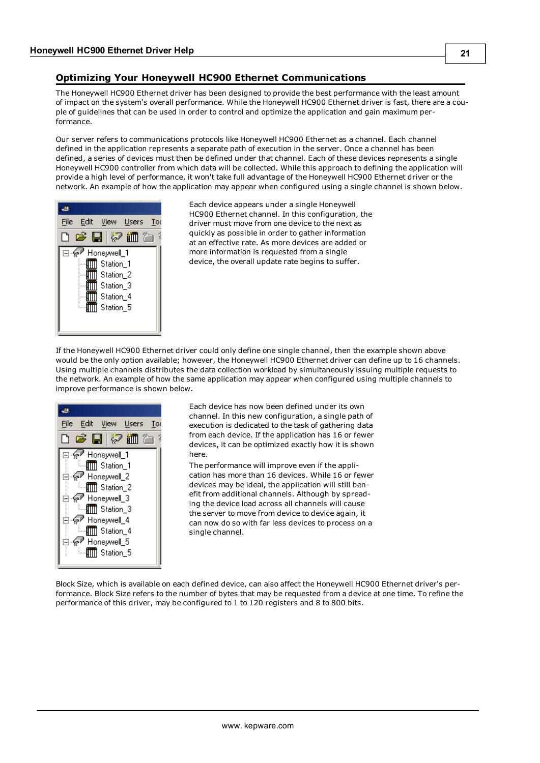## Optimizing Your Honeywell HC900 Ethernet Communications

The Honeywell HC900 Ethernet driver has been designed to provide the best performance with the least amount of impact on the system's overall performance. While the Honeywell HC900 Ethernet driver is fast, there are a couple of guidelines that can be used in order to control and optimize the application and gain maximum performance.

Our server refers to communications protocols like Honeywell HC900 Ethernet as a channel. Each channel defined in the application represents a separate path of execution in the server. Once a channel has been defined, a series of devices must then be defined under that channel. Each of these devices represents a single Honeywell HC900 controller from which data will be collected. While this approach to defining the application will provide a high level of performance, it won't take full advantage of the Honeywell HC900 Ethernet driver or the network. An example of how the application may appear when configured using a single channel is shown below.

Each device appears under a single Honeywell HC900 Ethernet channel. In this configuration, the driver must move from one device to the next as quickly as possible in order to gather information at an effective rate. As more devices are added or more information is requested from a single device, the overall update rate begins to suffer.

If the Honeywell HC900 Ethernet driver could only define one single channel, then the example shown above would be the only option available; however, the Honeywell HC900 Ethernet driver can define up to 16 channels. Using multiple channels distributes the data collection workload by simultaneously issuing multiple requests to the network. An example of how the same application may appear when configured using multiple channels to improve performance is shown below.

Each device has now been defined under its own channel. In this new configuration, a single path of execution is dedicated to the task of gathering data from each device. If the application has 16 or fewer devices, it can be optimized exactly how it is shown here.

The performance will improve even if the application has more than 16 devices. While 16 or fewer devices may be ideal, the application will still benefit from additional channels. Although by spreading the device load across all channels will cause the server to move from device to device again, it can now do so with far less devices to process on a single channel.

Block Size, which is available on each defined device, can also affect the Honeywell HC900 Ethernet driver's performance. Block Size refers to the number of bytes that may be requested from a device at one time. To refine the performance of this driver, may be configured to 1 to 120 registers and 8 to 800 bits.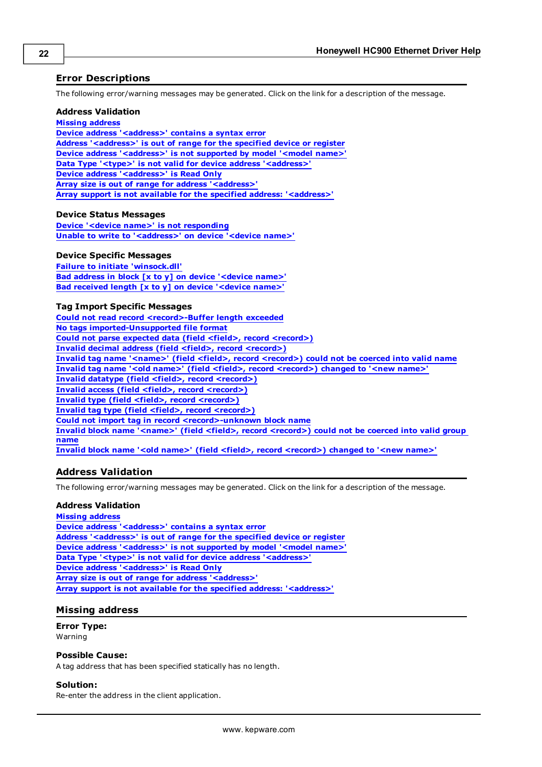## Error Descriptions

The following error/warning messages may be generated. Click on the link for a description of the message.

### Address Validation

**Missing address**
**Device address '<address>' contains a syntax error**
**Address '<address>' is out of range for the specified device or register**
**Device address '<address>' is not supported by model '<model name>'**
**Data Type '<type>' is not valid for device address '<address>'**
**Device address '<address>' is Read Only**
**Array size is out of range for address '<address>'**
**Array support is not available for the specified address: '<address>'**

### Device Status Messages

**Device '<device name>' is not responding**
**Unable to write to '<address>' on device '<device name>'**

### Device Specific Messages

**Failure to initiate 'winsock.dll'**
**Bad address in block [x to y] on device '<device name>'**
**Bad received length [x to y] on device '<device name>'**

### Tag Import Specific Messages

**Could not read record <record>-Buffer length exceeded**
**No tags imported-Unsupported file format**
**Could not parse expected data (field <field>, record <record>)**
**Invalid decimal address (field <field>, record <record>)**
**Invalid tag name '<name>' (field <field>, record <record>) could not be coerced into valid name**
**Invalid tag name '<old name>' (field <field>, record <record>) changed to '<new name>'**
**Invalid datatype (field <field>, record <record>)**
**Invalid access (field <field>, record <record>)**
**Invalid type (field <field>, record <record>)**
**Invalid tag type (field <field>, record <record>)**
**Could not import tag in record <record>-unknown block name**
**Invalid block name '<name>' (field <field>, record <record>) could not be coerced into valid group name**
**Invalid block name '<old name>' (field <field>, record <record>) changed to '<new name>'**

## Address Validation

The following error/warning messages may be generated. Click on the link for a description of the message.

### Address Validation

**Missing address**
**Device address '<address>' contains a syntax error**
**Address '<address>' is out of range for the specified device or register**
**Device address '<address>' is not supported by model '<model name>'**
**Data Type '<type>' is not valid for device address '<address>'**
**Device address '<address>' is Read Only**
**Array size is out of range for address '<address>'**
**Array support is not available for the specified address: '<address>'**

## Missing address

**Error Type:**
Warning

**Possible Cause:**
A tag address that has been specified statically has no length.

**Solution:**
Re-enter the address in the client application.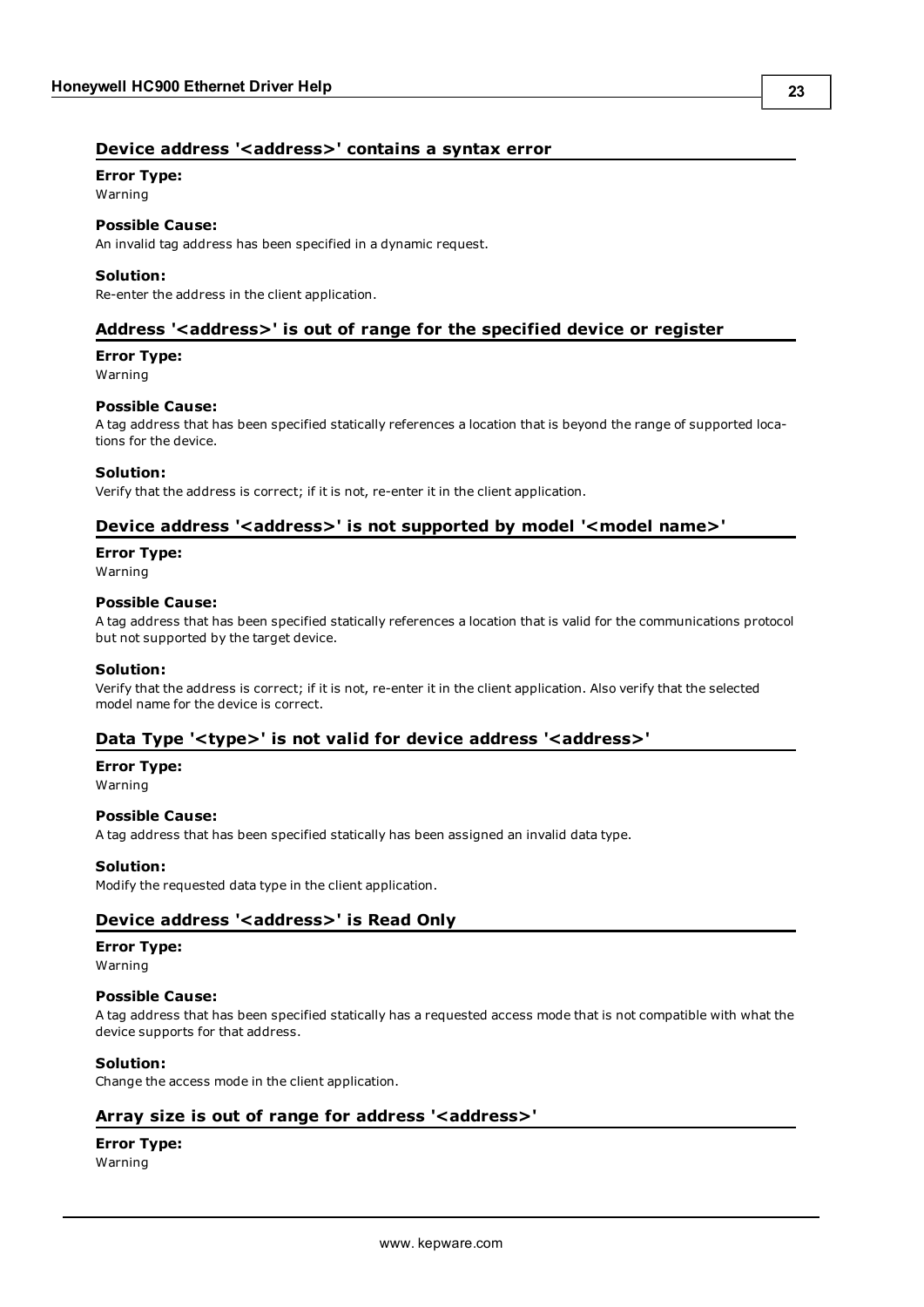### Device address '<address>' contains a syntax error

**Error Type:**
Warning

**Possible Cause:**
An invalid tag address has been specified in a dynamic request.

**Solution:**
Re-enter the address in the client application.

### Address '<address>' is out of range for the specified device or register

**Error Type:**
Warning

**Possible Cause:**
A tag address that has been specified statically references a location that is beyond the range of supported locations for the device.

**Solution:**
Verify that the address is correct; if it is not, re-enter it in the client application.

### Device address '<address>' is not supported by model '<model name>'

**Error Type:**
Warning

**Possible Cause:**
A tag address that has been specified statically references a location that is valid for the communications protocol but not supported by the target device.

**Solution:**
Verify that the address is correct; if it is not, re-enter it in the client application. Also verify that the selected model name for the device is correct.

### Data Type '<type>' is not valid for device address '<address>'

**Error Type:**
Warning

**Possible Cause:**
A tag address that has been specified statically has been assigned an invalid data type.

**Solution:**
Modify the requested data type in the client application.

### Device address '<address>' is Read Only

**Error Type:**
Warning

**Possible Cause:**
A tag address that has been specified statically has a requested access mode that is not compatible with what the device supports for that address.

**Solution:**
Change the access mode in the client application.

### Array size is out of range for address '<address>'

**Error Type:**
Warning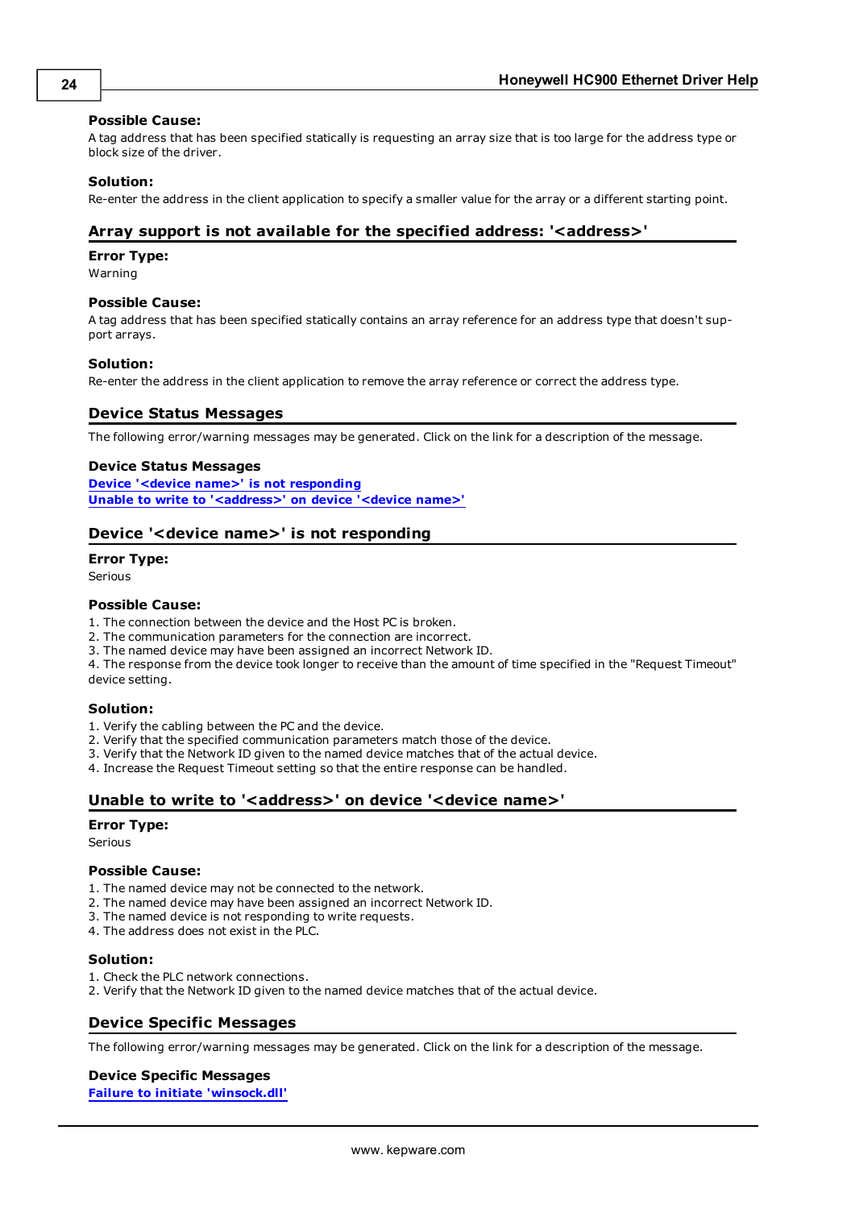**Possible Cause:**
A tag address that has been specified statically is requesting an array size that is too large for the address type or block size of the driver.

**Solution:**
Re-enter the address in the client application to specify a smaller value for the array or a different starting point.

## Array support is not available for the specified address: '<address>'

**Error Type:**
Warning

**Possible Cause:**
A tag address that has been specified statically contains an array reference for an address type that doesn't support arrays.

**Solution:**
Re-enter the address in the client application to remove the array reference or correct the address type.

## Device Status Messages

The following error/warning messages may be generated. Click on the link for a description of the message.

**Device Status Messages**
[Device '<device name>' is not responding]
[Unable to write to '<address>' on device '<device name>']

## Device '<device name>' is not responding

**Error Type:**
Serious

**Possible Cause:**
1. The connection between the device and the Host PC is broken.
2. The communication parameters for the connection are incorrect.
3. The named device may have been assigned an incorrect Network ID.
4. The response from the device took longer to receive than the amount of time specified in the "Request Timeout" device setting.

**Solution:**
1. Verify the cabling between the PC and the device.
2. Verify that the specified communication parameters match those of the device.
3. Verify that the Network ID given to the named device matches that of the actual device.
4. Increase the Request Timeout setting so that the entire response can be handled.

## Unable to write to '<address>' on device '<device name>'

**Error Type:**
Serious

**Possible Cause:**
1. The named device may not be connected to the network.
2. The named device may have been assigned an incorrect Network ID.
3. The named device is not responding to write requests.
4. The address does not exist in the PLC.

**Solution:**
1. Check the PLC network connections.
2. Verify that the Network ID given to the named device matches that of the actual device.

## Device Specific Messages

The following error/warning messages may be generated. Click on the link for a description of the message.

**Device Specific Messages**
[Failure to initiate 'winsock.dll']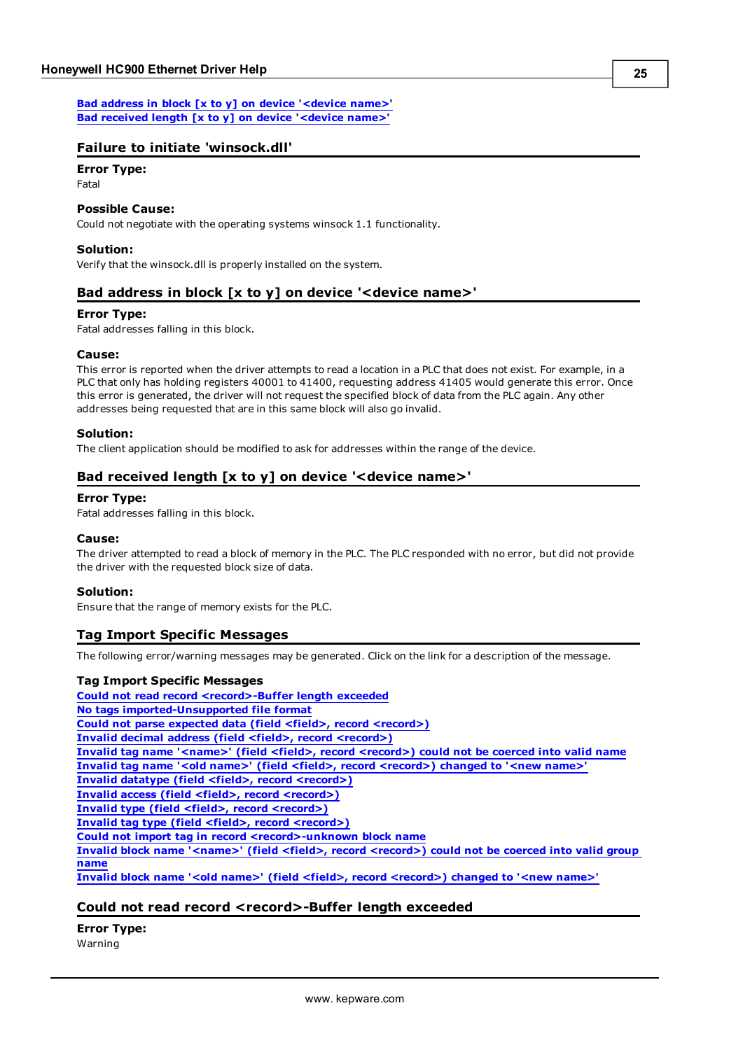[Bad address in block [x to y] on device '<device name>'](#)
[Bad received length [x to y] on device '<device name>'](#)

## Failure to initiate 'winsock.dll'

**Error Type:**
Fatal

**Possible Cause:**
Could not negotiate with the operating systems winsock 1.1 functionality.

**Solution:**
Verify that the winsock.dll is properly installed on the system.

## Bad address in block [x to y] on device '<device name>'

**Error Type:**
Fatal addresses falling in this block.

**Cause:**
This error is reported when the driver attempts to read a location in a PLC that does not exist. For example, in a PLC that only has holding registers 40001 to 41400, requesting address 41405 would generate this error. Once this error is generated, the driver will not request the specified block of data from the PLC again. Any other addresses being requested that are in this same block will also go invalid.

**Solution:**
The client application should be modified to ask for addresses within the range of the device.

## Bad received length [x to y] on device '<device name>'

**Error Type:**
Fatal addresses falling in this block.

**Cause:**
The driver attempted to read a block of memory in the PLC. The PLC responded with no error, but did not provide the driver with the requested block size of data.

**Solution:**
Ensure that the range of memory exists for the PLC.

## Tag Import Specific Messages

The following error/warning messages may be generated. Click on the link for a description of the message.

**Tag Import Specific Messages**
[Could not read record <record>-Buffer length exceeded](#)
[No tags imported-Unsupported file format](#)
[Could not parse expected data (field <field>, record <record>)](#)
[Invalid decimal address (field <field>, record <record>)](#)
[Invalid tag name '<name>' (field <field>, record <record>) could not be coerced into valid name](#)
[Invalid tag name '<old name>' (field <field>, record <record>) changed to '<new name>'](#)
[Invalid datatype (field <field>, record <record>)](#)
[Invalid access (field <field>, record <record>)](#)
[Invalid type (field <field>, record <record>)](#)
[Invalid tag type (field <field>, record <record>)](#)
[Could not import tag in record <record>-unknown block name](#)
[Invalid block name '<name>' (field <field>, record <record>) could not be coerced into valid group name](#)
[Invalid block name '<old name>' (field <field>, record <record>) changed to '<new name>'](#)

## Could not read record <record>-Buffer length exceeded

**Error Type:**
Warning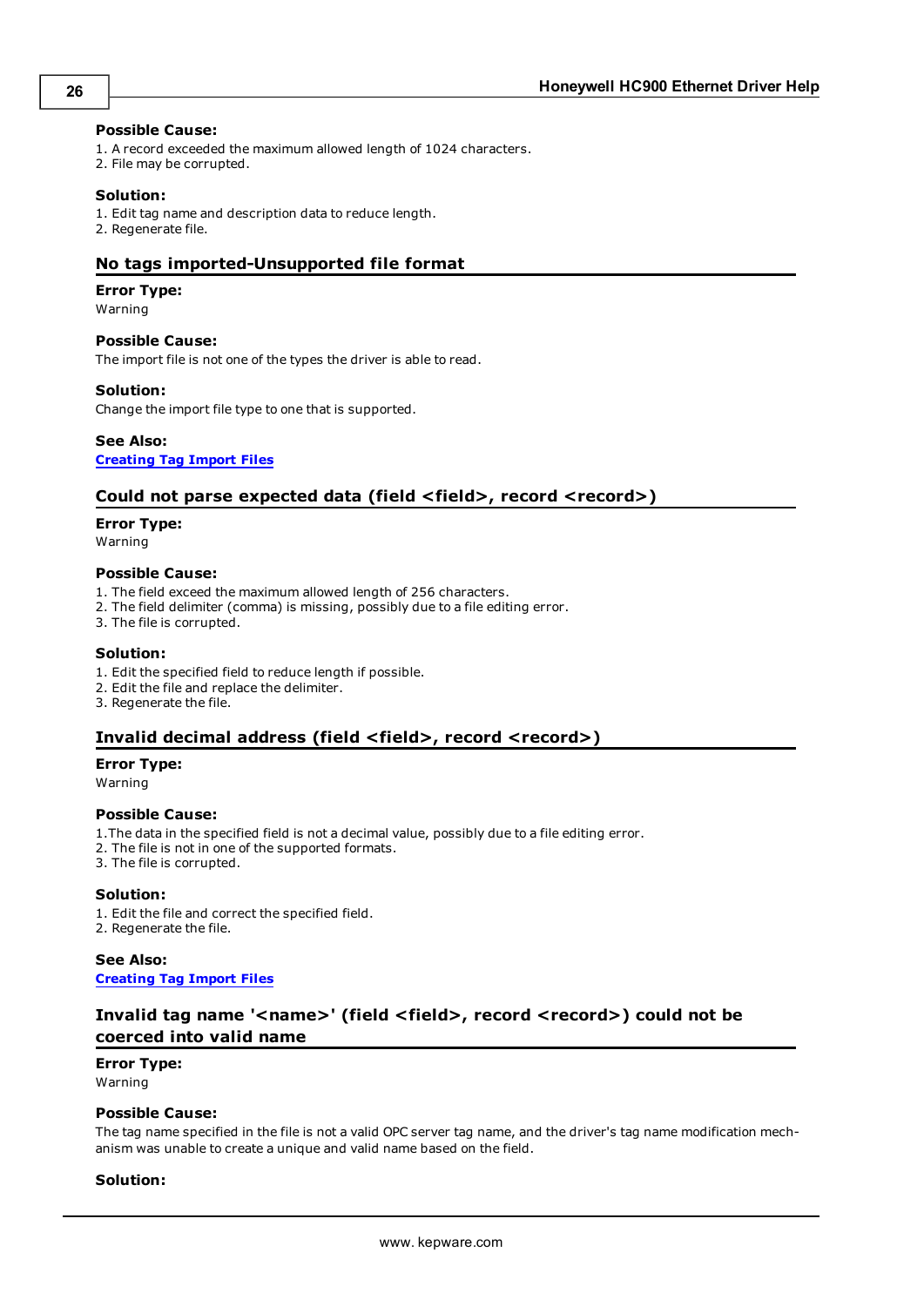**Possible Cause:**

1. A record exceeded the maximum allowed length of 1024 characters.
2. File may be corrupted.

**Solution:**

1. Edit tag name and description data to reduce length.
2. Regenerate file.

### No tags imported-Unsupported file format

**Error Type:**
Warning

**Possible Cause:**
The import file is not one of the types the driver is able to read.

**Solution:**
Change the import file type to one that is supported.

**See Also:**
Creating Tag Import Files

### Could not parse expected data (field <field>, record <record>)

**Error Type:**
Warning

**Possible Cause:**

1. The field exceed the maximum allowed length of 256 characters.
2. The field delimiter (comma) is missing, possibly due to a file editing error.
3. The file is corrupted.

**Solution:**

1. Edit the specified field to reduce length if possible.
2. Edit the file and replace the delimiter.
3. Regenerate the file.

### Invalid decimal address (field <field>, record <record>)

**Error Type:**
Warning

**Possible Cause:**

1. The data in the specified field is not a decimal value, possibly due to a file editing error.
2. The file is not in one of the supported formats.
3. The file is corrupted.

**Solution:**

1. Edit the file and correct the specified field.
2. Regenerate the file.

**See Also:**
Creating Tag Import Files

### Invalid tag name '<name>' (field <field>, record <record>) could not be coerced into valid name

**Error Type:**
Warning

**Possible Cause:**
The tag name specified in the file is not a valid OPC server tag name, and the driver's tag name modification mechanism was unable to create a unique and valid name based on the field.

**Solution:**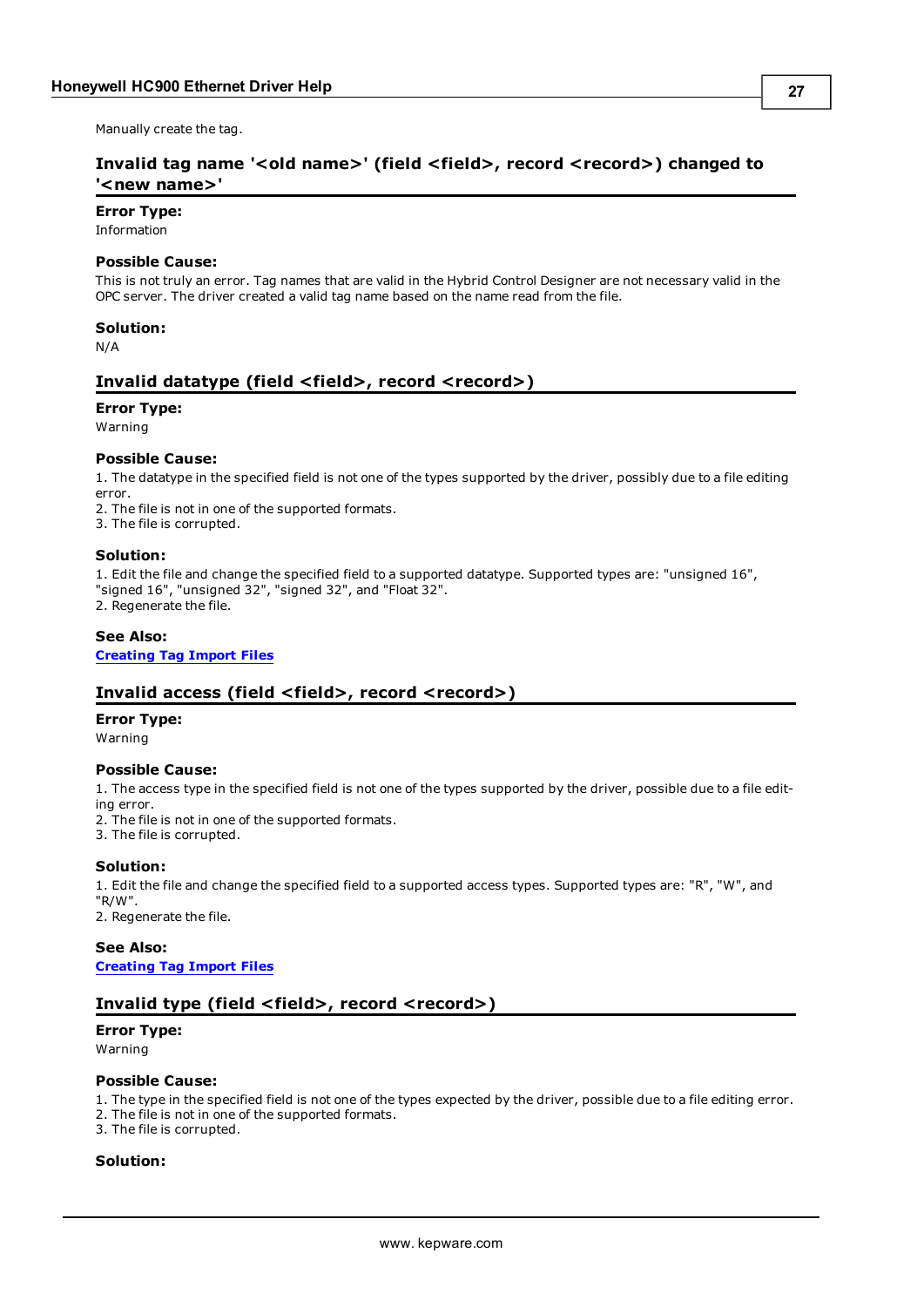Manually create the tag.

### Invalid tag name '<old name>' (field <field>, record <record>) changed to '<new name>'

**Error Type:**
Information

**Possible Cause:**
This is not truly an error. Tag names that are valid in the Hybrid Control Designer are not necessary valid in the OPC server. The driver created a valid tag name based on the name read from the file.

**Solution:**
N/A

### Invalid datatype (field <field>, record <record>)

**Error Type:**
Warning

**Possible Cause:**
1. The datatype in the specified field is not one of the types supported by the driver, possibly due to a file editing error.
2. The file is not in one of the supported formats.
3. The file is corrupted.

**Solution:**
1. Edit the file and change the specified field to a supported datatype. Supported types are: "unsigned 16", "signed 16", "unsigned 32", "signed 32", and "Float 32".
2. Regenerate the file.

**See Also:**
**Creating Tag Import Files**

### Invalid access (field <field>, record <record>)

**Error Type:**
Warning

**Possible Cause:**
1. The access type in the specified field is not one of the types supported by the driver, possible due to a file editing error.
2. The file is not in one of the supported formats.
3. The file is corrupted.

**Solution:**
1. Edit the file and change the specified field to a supported access types. Supported types are: "R", "W", and "R/W".
2. Regenerate the file.

**See Also:**
**Creating Tag Import Files**

### Invalid type (field <field>, record <record>)

**Error Type:**
Warning

**Possible Cause:**
1. The type in the specified field is not one of the types expected by the driver, possible due to a file editing error.
2. The file is not in one of the supported formats.
3. The file is corrupted.

**Solution:**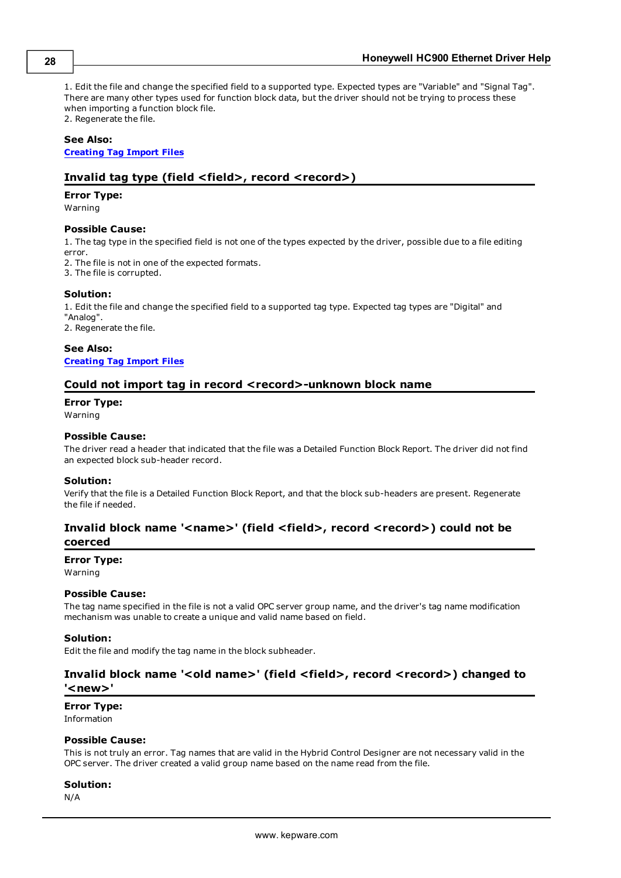1. Edit the file and change the specified field to a supported type. Expected types are "Variable" and "Signal Tag". There are many other types used for function block data, but the driver should not be trying to process these when importing a function block file.
2. Regenerate the file.

**See Also:**
[Creating Tag Import Files]()

## Invalid tag type (field <field>, record <record>)

**Error Type:**
Warning

**Possible Cause:**
1. The tag type in the specified field is not one of the types expected by the driver, possible due to a file editing error.
2. The file is not in one of the expected formats.
3. The file is corrupted.

**Solution:**
1. Edit the file and change the specified field to a supported tag type. Expected tag types are "Digital" and "Analog".
2. Regenerate the file.

**See Also:**
[Creating Tag Import Files]()

## Could not import tag in record <record>-unknown block name

**Error Type:**
Warning

**Possible Cause:**
The driver read a header that indicated that the file was a Detailed Function Block Report. The driver did not find an expected block sub-header record.

**Solution:**
Verify that the file is a Detailed Function Block Report, and that the block sub-headers are present. Regenerate the file if needed.

## Invalid block name '<name>' (field <field>, record <record>) could not be coerced

**Error Type:**
Warning

**Possible Cause:**
The tag name specified in the file is not a valid OPC server group name, and the driver's tag name modification mechanism was unable to create a unique and valid name based on field.

**Solution:**
Edit the file and modify the tag name in the block subheader.

## Invalid block name '<old name>' (field <field>, record <record>) changed to '<new>'

**Error Type:**
Information

**Possible Cause:**
This is not truly an error. Tag names that are valid in the Hybrid Control Designer are not necessary valid in the OPC server. The driver created a valid group name based on the name read from the file.

**Solution:**
N/A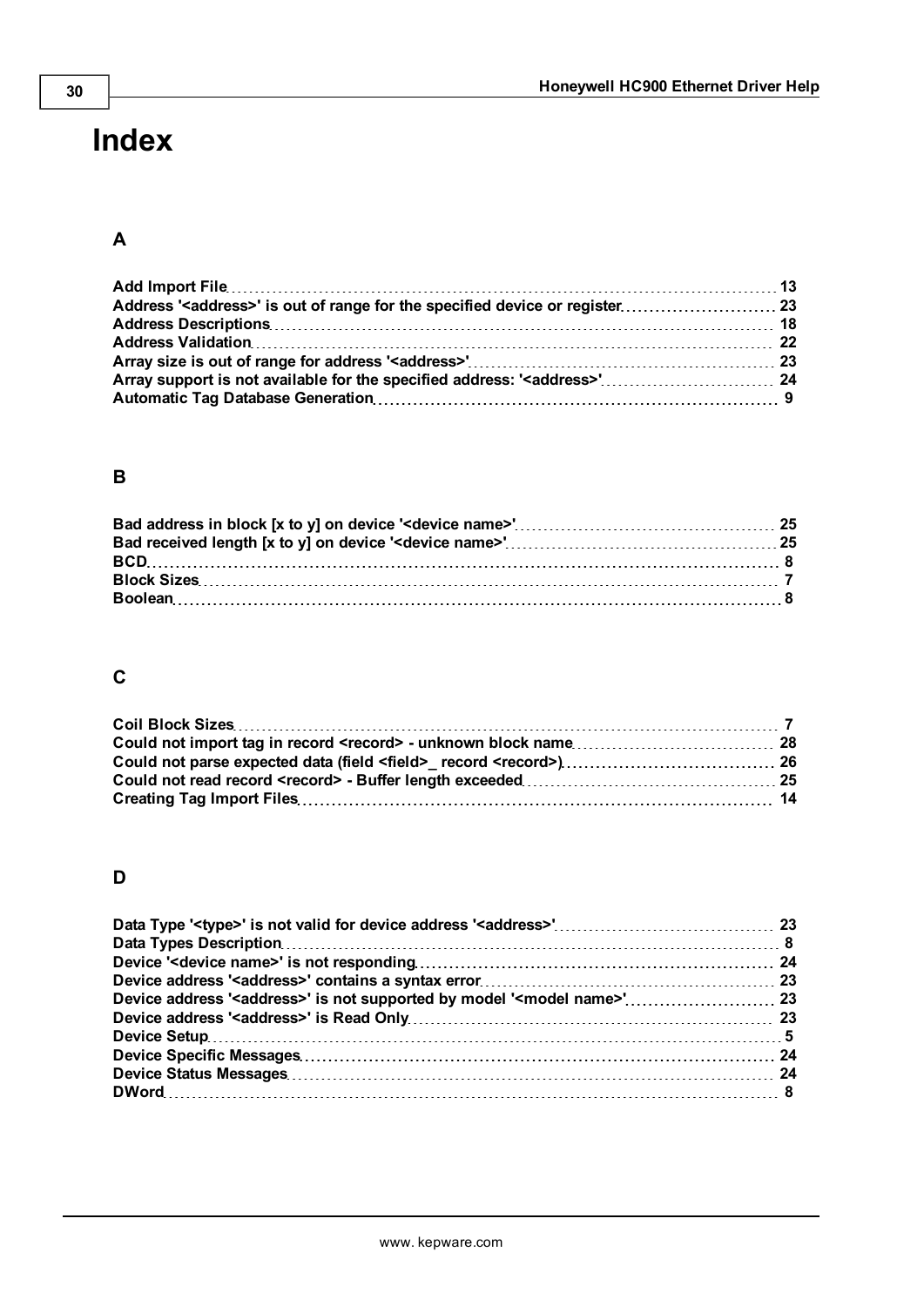# Index

## A

**Add Import File** 13
**Address '<address>' is out of range for the specified device or register** 23
**Address Descriptions** 18
**Address Validation** 22
**Array size is out of range for address '<address>'** 23
**Array support is not available for the specified address: '<address>'** 24
**Automatic Tag Database Generation** 9

## B

**Bad address in block [x to y] on device '<device name>'** 25
**Bad received length [x to y] on device '<device name>'** 25
**BCD** 8
**Block Sizes** 7
**Boolean** 8

## C

**Coil Block Sizes** 7
**Could not import tag in record <record> - unknown block name** 28
**Could not parse expected data (field <field>_ record <record>)** 26
**Could not read record <record> - Buffer length exceeded** 25
**Creating Tag Import Files** 14

## D

**Data Type '<type>' is not valid for device address '<address>'** 23
**Data Types Description** 8
**Device '<device name>' is not responding** 24
**Device address '<address>' contains a syntax error** 23
**Device address '<address>' is not supported by model '<model name>'** 23
**Device address '<address>' is Read Only** 23
**Device Setup** 5
**Device Specific Messages** 24
**Device Status Messages** 24
**DWord** 8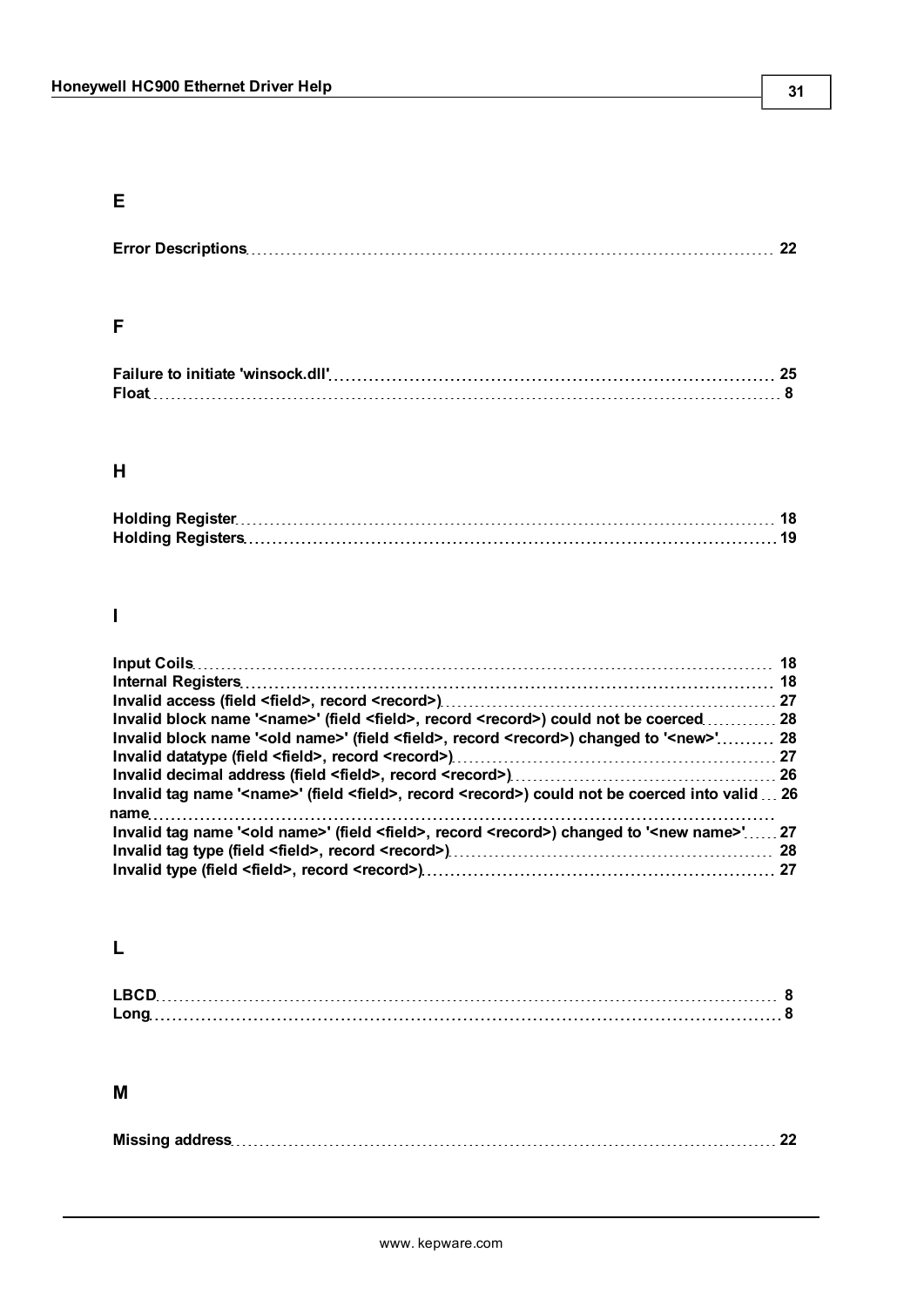## E

Error Descriptions ........ 22

## F

Failure to initiate 'winsock.dll' ........ 25
Float ........ 8

## H

Holding Register ........ 18
Holding Registers ........ 19

## I

Input Coils ........ 18
Internal Registers ........ 18
Invalid access (field <field>, record <record>) ........ 27
Invalid block name '<name>' (field <field>, record <record>) could not be coerced ........ 28
Invalid block name '<old name>' (field <field>, record <record>) changed to '<new>' ........ 28
Invalid datatype (field <field>, record <record>) ........ 27
Invalid decimal address (field <field>, record <record>) ........ 26
Invalid tag name '<name>' (field <field>, record <record>) could not be coerced into valid name ........ 26
Invalid tag name '<old name>' (field <field>, record <record>) changed to '<new name>' ........ 27
Invalid tag type (field <field>, record <record>) ........ 28
Invalid type (field <field>, record <record>) ........ 27

## L

LBCD ........ 8
Long ........ 8

## M

Missing address ........ 22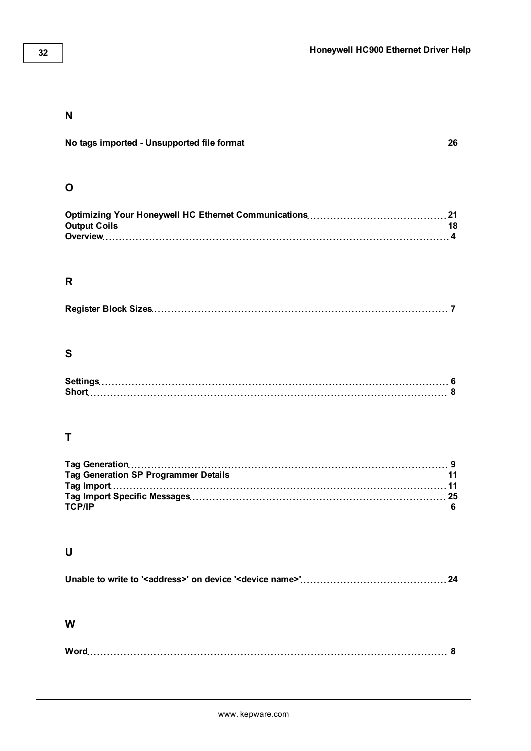## N

**No tags imported - Unsupported file format** 26

## O

**Optimizing Your Honeywell HC Ethernet Communications** 21
**Output Coils** 18
**Overview** 4

## R

**Register Block Sizes** 7

## S

**Settings** 6
**Short** 8

## T

**Tag Generation** 9
**Tag Generation SP Programmer Details** 11
**Tag Import** 11
**Tag Import Specific Messages** 25
**TCP/IP** 6

## U

**Unable to write to '<address>' on device '<device name>'** 24

## W

**Word** 8